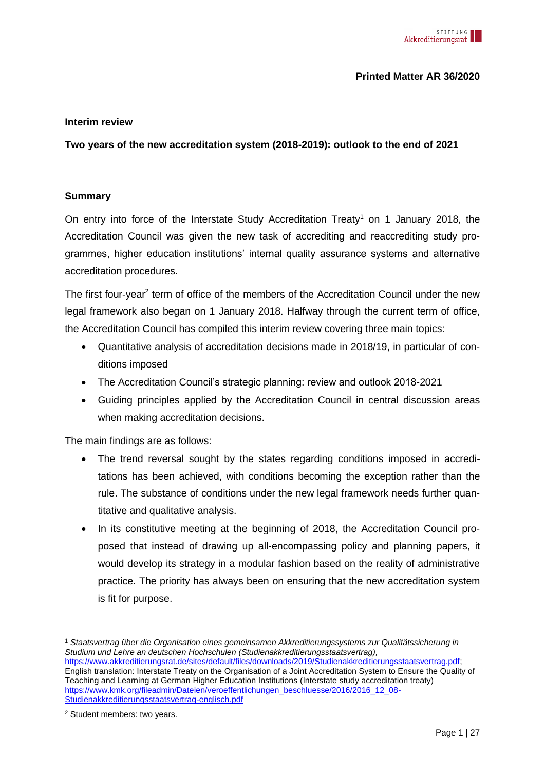**Printed Matter AR 36/2020**

**Interim review**

**Two years of the new accreditation system (2018-2019): outlook to the end of 2021**

## Summary

On entry into force of the Interstate Study Accreditation Treaty[1] on 1 January 2018, the Accreditation Council was given the new task of accrediting and reaccrediting study programmes, higher education institutions' internal quality assurance systems and alternative accreditation procedures.

The first four-year[2] term of office of the members of the Accreditation Council under the new legal framework also began on 1 January 2018. Halfway through the current term of office, the Accreditation Council has compiled this interim review covering three main topics:

- Quantitative analysis of accreditation decisions made in 2018/19, in particular of conditions imposed
- The Accreditation Council's strategic planning: review and outlook 2018-2021
- Guiding principles applied by the Accreditation Council in central discussion areas when making accreditation decisions.

The main findings are as follows:

- The trend reversal sought by the states regarding conditions imposed in accreditations has been achieved, with conditions becoming the exception rather than the rule. The substance of conditions under the new legal framework needs further quantitative and qualitative analysis.
- In its constitutive meeting at the beginning of 2018, the Accreditation Council proposed that instead of drawing up all-encompassing policy and planning papers, it would develop its strategy in a modular fashion based on the reality of administrative practice. The priority has always been on ensuring that the new accreditation system is fit for purpose.

---

[1] *Staatsvertrag über die Organisation eines gemeinsamen Akkreditierungssystems zur Qualitätssicherung in Studium und Lehre an deutschen Hochschulen (Studienakkreditierungsstaatsvertrag),* https://www.akkreditierungsrat.de/sites/default/files/downloads/2019/Studienakkreditierungsstaatsvertrag.pdf; English translation: Interstate Treaty on the Organisation of a Joint Accreditation System to Ensure the Quality of Teaching and Learning at German Higher Education Institutions (Interstate study accreditation treaty) https://www.kmk.org/fileadmin/Dateien/veroeffentlichungen_beschluesse/2016/2016_12_08-Studienakkreditierungsstaatsvertrag-englisch.pdf

[2] Student members: two years.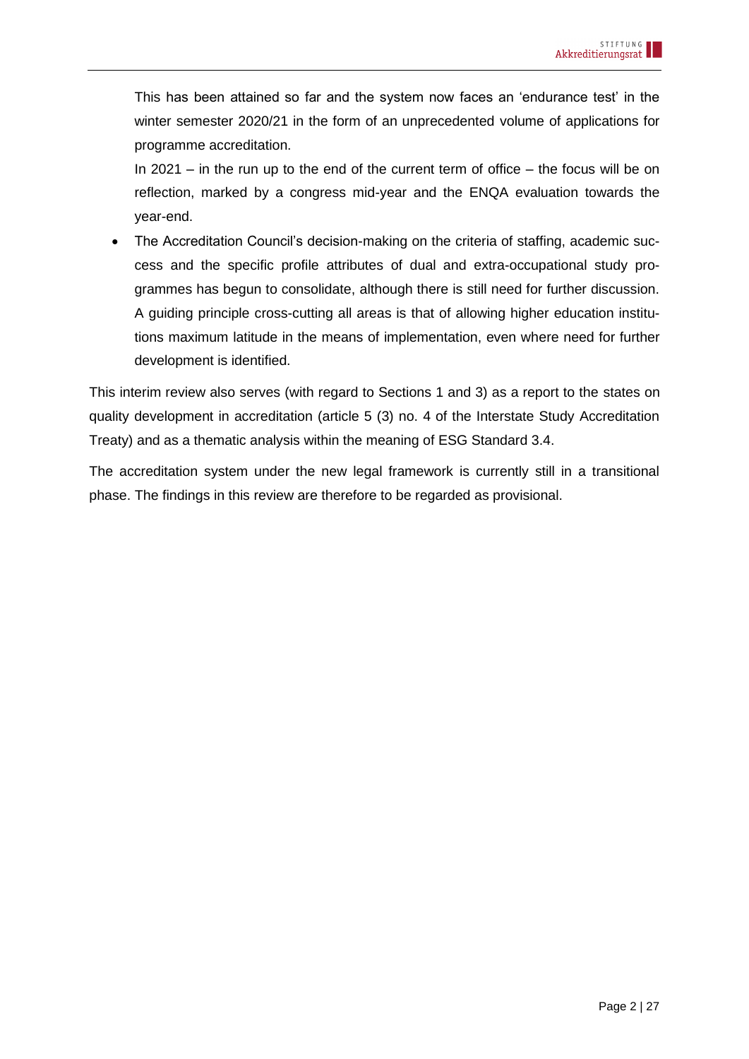This has been attained so far and the system now faces an 'endurance test' in the winter semester 2020/21 in the form of an unprecedented volume of applications for programme accreditation.

In 2021 – in the run up to the end of the current term of office – the focus will be on reflection, marked by a congress mid-year and the ENQA evaluation towards the year-end.

- The Accreditation Council's decision-making on the criteria of staffing, academic success and the specific profile attributes of dual and extra-occupational study programmes has begun to consolidate, although there is still need for further discussion. A guiding principle cross-cutting all areas is that of allowing higher education institutions maximum latitude in the means of implementation, even where need for further development is identified.

This interim review also serves (with regard to Sections 1 and 3) as a report to the states on quality development in accreditation (article 5 (3) no. 4 of the Interstate Study Accreditation Treaty) and as a thematic analysis within the meaning of ESG Standard 3.4.

The accreditation system under the new legal framework is currently still in a transitional phase. The findings in this review are therefore to be regarded as provisional.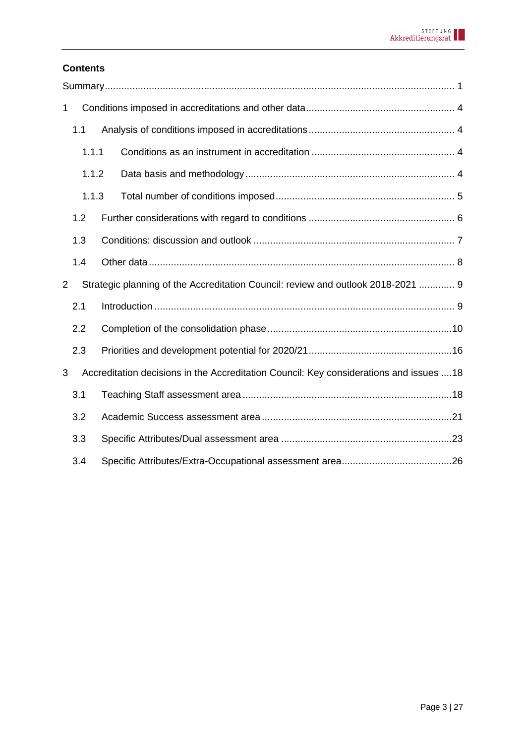## Contents

Summary ........................................................................................................................ 1

1 Conditions imposed in accreditations and other data ..................................................... 4

 1.1 Analysis of conditions imposed in accreditations .................................................... 4

  1.1.1 Conditions as an instrument in accreditation .................................................. 4

  1.1.2 Data basis and methodology .......................................................................... 4

  1.1.3 Total number of conditions imposed ............................................................... 5

 1.2 Further considerations with regard to conditions .................................................... 6

 1.3 Conditions: discussion and outlook ........................................................................ 7

 1.4 Other data ............................................................................................................... 8

2 Strategic planning of the Accreditation Council: review and outlook 2018-2021 ............. 9

 2.1 Introduction ............................................................................................................ 9

 2.2 Completion of the consolidation phase .................................................................. 10

 2.3 Priorities and development potential for 2020/21 .................................................. 16

3 Accreditation decisions in the Accreditation Council: Key considerations and issues .... 18

 3.1 Teaching Staff assessment area ........................................................................... 18

 3.2 Academic Success assessment area .................................................................... 21

 3.3 Specific Attributes/Dual assessment area ............................................................. 23

 3.4 Specific Attributes/Extra-Occupational assessment area ....................................... 26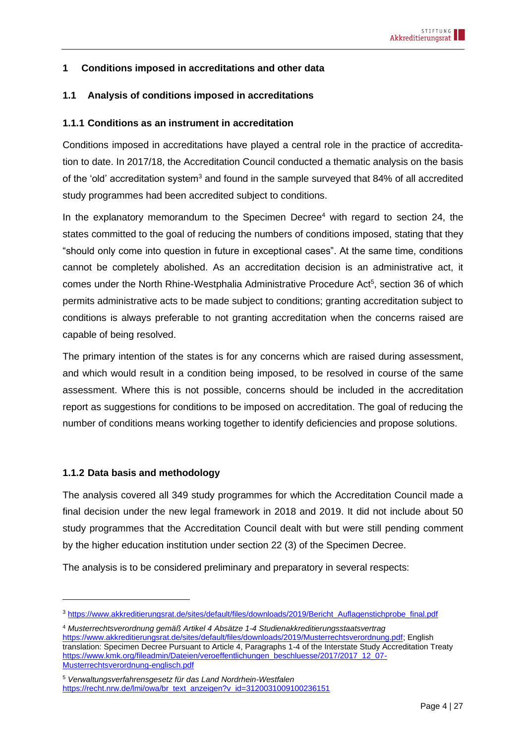# 1 Conditions imposed in accreditations and other data

## 1.1 Analysis of conditions imposed in accreditations

### 1.1.1 Conditions as an instrument in accreditation

Conditions imposed in accreditations have played a central role in the practice of accreditation to date. In 2017/18, the Accreditation Council conducted a thematic analysis on the basis of the 'old' accreditation system[3] and found in the sample surveyed that 84% of all accredited study programmes had been accredited subject to conditions.

In the explanatory memorandum to the Specimen Decree[4] with regard to section 24, the states committed to the goal of reducing the numbers of conditions imposed, stating that they "should only come into question in future in exceptional cases". At the same time, conditions cannot be completely abolished. As an accreditation decision is an administrative act, it comes under the North Rhine-Westphalia Administrative Procedure Act[5], section 36 of which permits administrative acts to be made subject to conditions; granting accreditation subject to conditions is always preferable to not granting accreditation when the concerns raised are capable of being resolved.

The primary intention of the states is for any concerns which are raised during assessment, and which would result in a condition being imposed, to be resolved in course of the same assessment. Where this is not possible, concerns should be included in the accreditation report as suggestions for conditions to be imposed on accreditation. The goal of reducing the number of conditions means working together to identify deficiencies and propose solutions.

### 1.1.2 Data basis and methodology

The analysis covered all 349 study programmes for which the Accreditation Council made a final decision under the new legal framework in 2018 and 2019. It did not include about 50 study programmes that the Accreditation Council dealt with but were still pending comment by the higher education institution under section 22 (3) of the Specimen Decree.

The analysis is to be considered preliminary and preparatory in several respects:

---

[3] https://www.akkreditierungsrat.de/sites/default/files/downloads/2019/Bericht_Auflagenstichprobe_final.pdf

[4] *Musterrechtsverordnung gemäß Artikel 4 Absätze 1-4 Studienakkreditierungsstaatsvertrag* https://www.akkreditierungsrat.de/sites/default/files/downloads/2019/Musterrechtsverordnung.pdf; English translation: Specimen Decree Pursuant to Article 4, Paragraphs 1-4 of the Interstate Study Accreditation Treaty https://www.kmk.org/fileadmin/Dateien/veroeffentlichungen_beschluesse/2017/2017_12_07-Musterrechtsverordnung-englisch.pdf

[5] *Verwaltungsverfahrensgesetz für das Land Nordrhein-Westfalen* https://recht.nrw.de/lmi/owa/br_text_anzeigen?v_id=3120031009100236151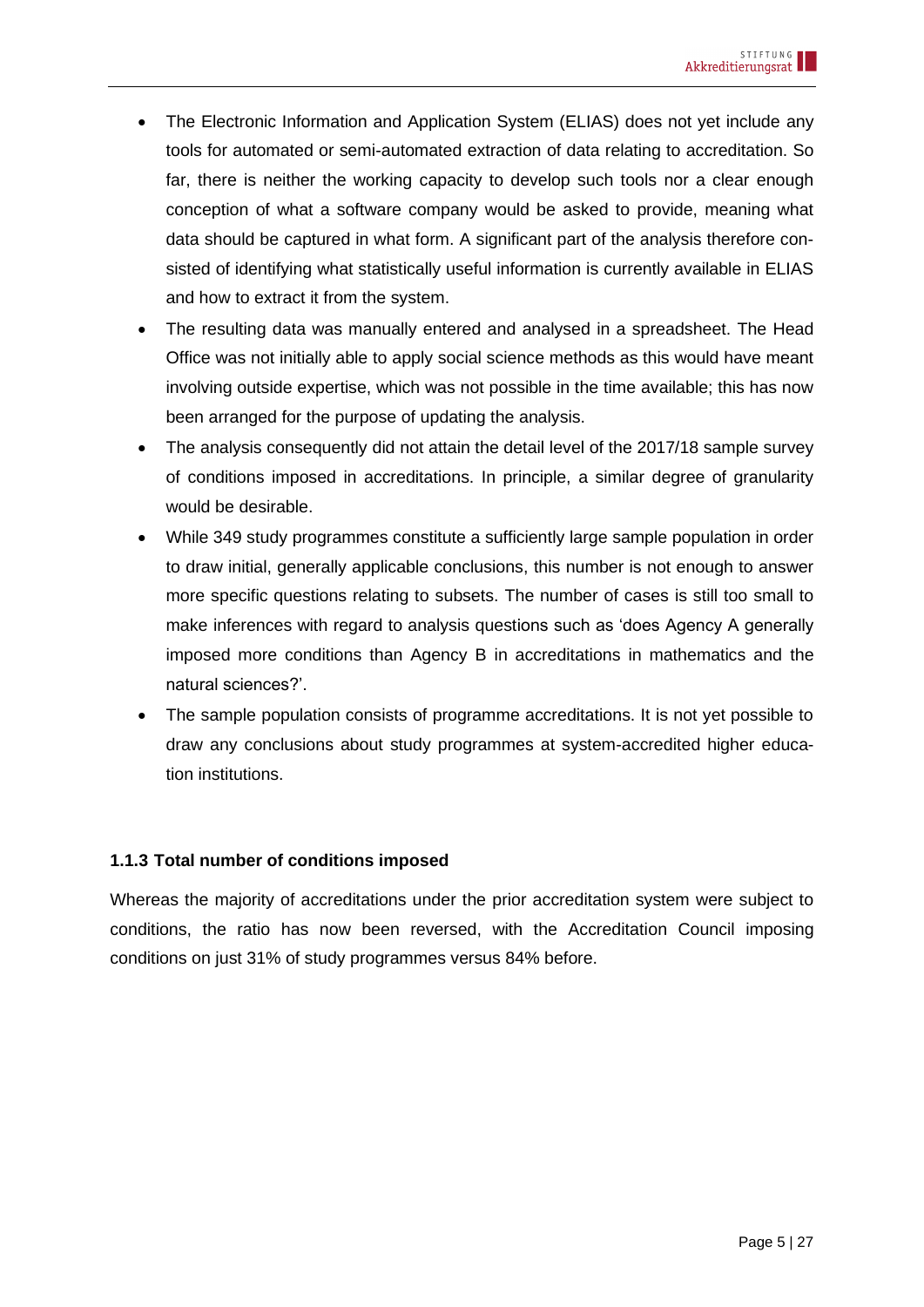- The Electronic Information and Application System (ELIAS) does not yet include any tools for automated or semi-automated extraction of data relating to accreditation. So far, there is neither the working capacity to develop such tools nor a clear enough conception of what a software company would be asked to provide, meaning what data should be captured in what form. A significant part of the analysis therefore consisted of identifying what statistically useful information is currently available in ELIAS and how to extract it from the system.
- The resulting data was manually entered and analysed in a spreadsheet. The Head Office was not initially able to apply social science methods as this would have meant involving outside expertise, which was not possible in the time available; this has now been arranged for the purpose of updating the analysis.
- The analysis consequently did not attain the detail level of the 2017/18 sample survey of conditions imposed in accreditations. In principle, a similar degree of granularity would be desirable.
- While 349 study programmes constitute a sufficiently large sample population in order to draw initial, generally applicable conclusions, this number is not enough to answer more specific questions relating to subsets. The number of cases is still too small to make inferences with regard to analysis questions such as 'does Agency A generally imposed more conditions than Agency B in accreditations in mathematics and the natural sciences?'.
- The sample population consists of programme accreditations. It is not yet possible to draw any conclusions about study programmes at system-accredited higher education institutions.

### 1.1.3 Total number of conditions imposed

Whereas the majority of accreditations under the prior accreditation system were subject to conditions, the ratio has now been reversed, with the Accreditation Council imposing conditions on just 31% of study programmes versus 84% before.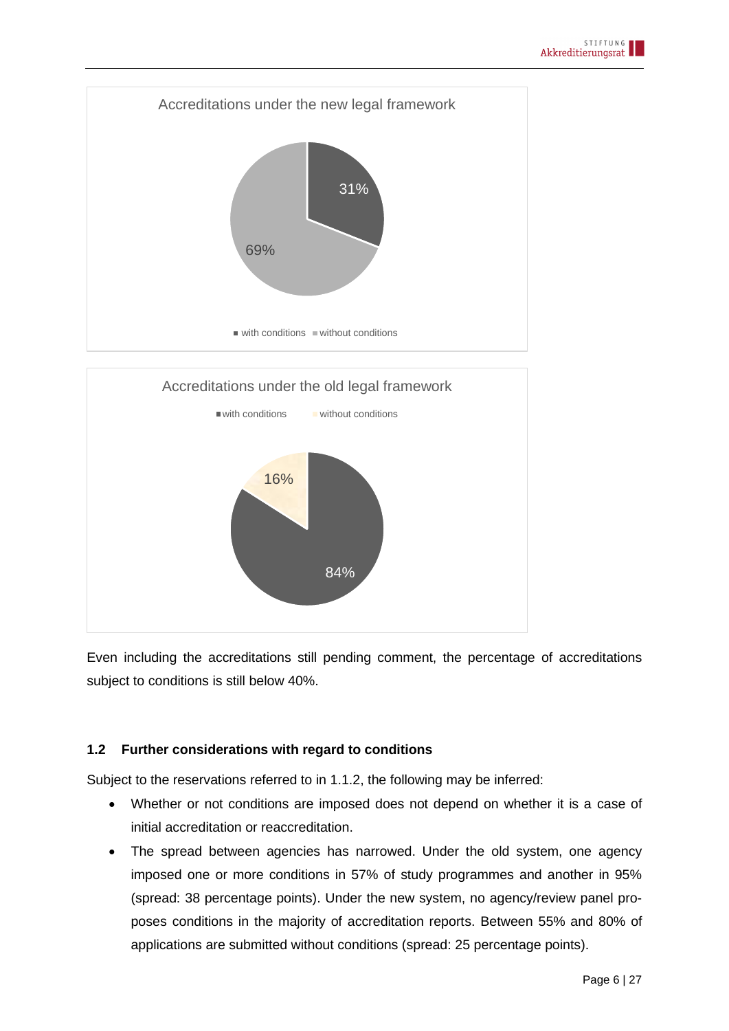Accreditations under the new legal framework

31%

69%

with conditions without conditions

Accreditations under the old legal framework

with conditions without conditions

16%

84%

Even including the accreditations still pending comment, the percentage of accreditations subject to conditions is still below 40%.

### 1.2 Further considerations with regard to conditions

Subject to the reservations referred to in 1.1.2, the following may be inferred:

- Whether or not conditions are imposed does not depend on whether it is a case of initial accreditation or reaccreditation.
- The spread between agencies has narrowed. Under the old system, one agency imposed one or more conditions in 57% of study programmes and another in 95% (spread: 38 percentage points). Under the new system, no agency/review panel proposes conditions in the majority of accreditation reports. Between 55% and 80% of applications are submitted without conditions (spread: 25 percentage points).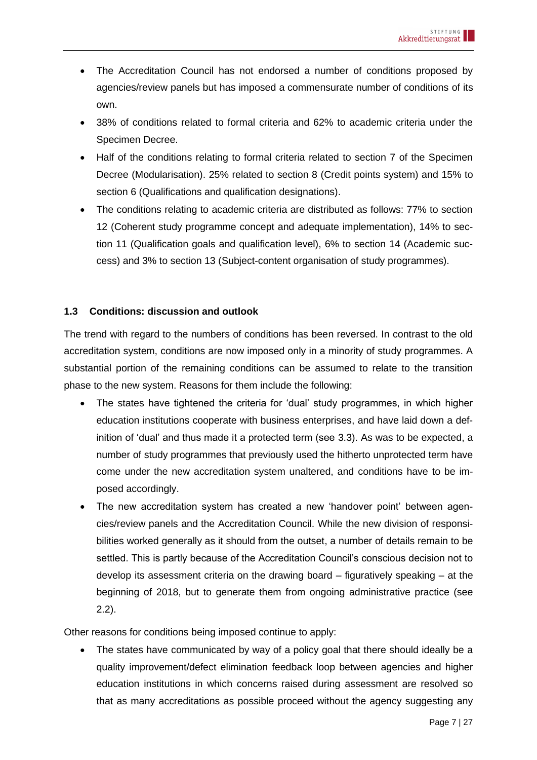- The Accreditation Council has not endorsed a number of conditions proposed by agencies/review panels but has imposed a commensurate number of conditions of its own.
- 38% of conditions related to formal criteria and 62% to academic criteria under the Specimen Decree.
- Half of the conditions relating to formal criteria related to section 7 of the Specimen Decree (Modularisation). 25% related to section 8 (Credit points system) and 15% to section 6 (Qualifications and qualification designations).
- The conditions relating to academic criteria are distributed as follows: 77% to section 12 (Coherent study programme concept and adequate implementation), 14% to section 11 (Qualification goals and qualification level), 6% to section 14 (Academic success) and 3% to section 13 (Subject-content organisation of study programmes).

### 1.3 Conditions: discussion and outlook

The trend with regard to the numbers of conditions has been reversed. In contrast to the old accreditation system, conditions are now imposed only in a minority of study programmes. A substantial portion of the remaining conditions can be assumed to relate to the transition phase to the new system. Reasons for them include the following:

- The states have tightened the criteria for 'dual' study programmes, in which higher education institutions cooperate with business enterprises, and have laid down a definition of 'dual' and thus made it a protected term (see 3.3). As was to be expected, a number of study programmes that previously used the hitherto unprotected term have come under the new accreditation system unaltered, and conditions have to be imposed accordingly.
- The new accreditation system has created a new 'handover point' between agencies/review panels and the Accreditation Council. While the new division of responsibilities worked generally as it should from the outset, a number of details remain to be settled. This is partly because of the Accreditation Council's conscious decision not to develop its assessment criteria on the drawing board – figuratively speaking – at the beginning of 2018, but to generate them from ongoing administrative practice (see 2.2).

Other reasons for conditions being imposed continue to apply:

- The states have communicated by way of a policy goal that there should ideally be a quality improvement/defect elimination feedback loop between agencies and higher education institutions in which concerns raised during assessment are resolved so that as many accreditations as possible proceed without the agency suggesting any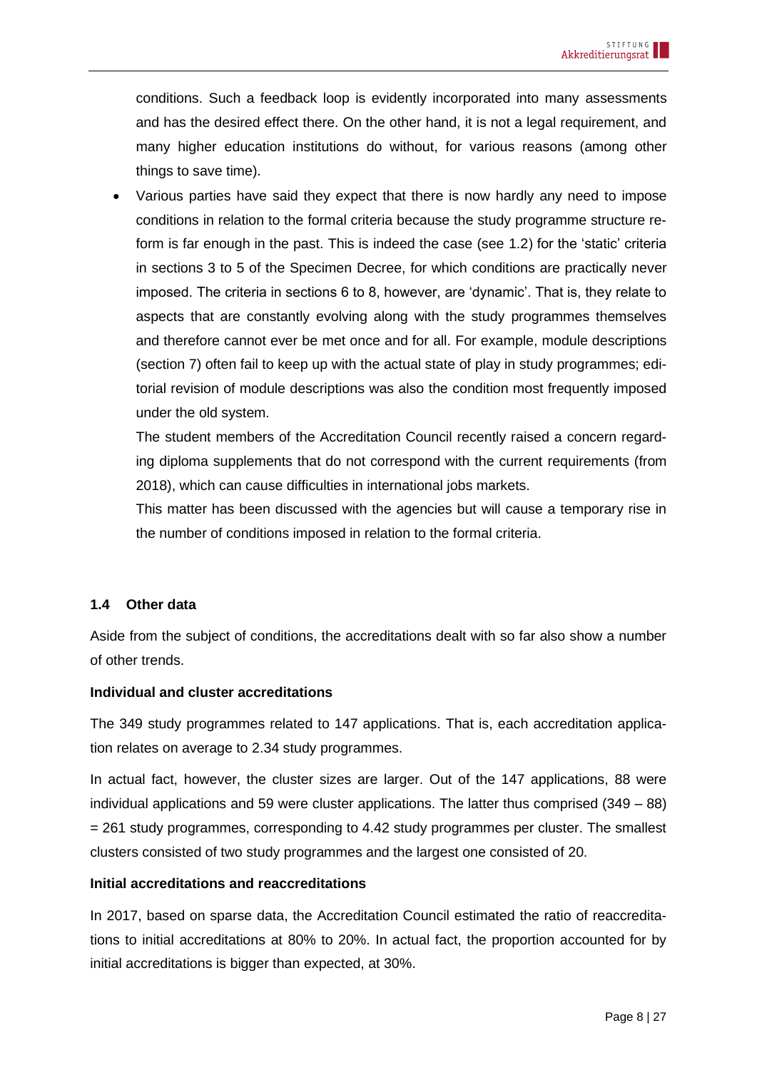conditions. Such a feedback loop is evidently incorporated into many assessments and has the desired effect there. On the other hand, it is not a legal requirement, and many higher education institutions do without, for various reasons (among other things to save time).

- Various parties have said they expect that there is now hardly any need to impose conditions in relation to the formal criteria because the study programme structure reform is far enough in the past. This is indeed the case (see 1.2) for the 'static' criteria in sections 3 to 5 of the Specimen Decree, for which conditions are practically never imposed. The criteria in sections 6 to 8, however, are 'dynamic'. That is, they relate to aspects that are constantly evolving along with the study programmes themselves and therefore cannot ever be met once and for all. For example, module descriptions (section 7) often fail to keep up with the actual state of play in study programmes; editorial revision of module descriptions was also the condition most frequently imposed under the old system.

  The student members of the Accreditation Council recently raised a concern regarding diploma supplements that do not correspond with the current requirements (from 2018), which can cause difficulties in international jobs markets.

  This matter has been discussed with the agencies but will cause a temporary rise in the number of conditions imposed in relation to the formal criteria.

## 1.4 Other data

Aside from the subject of conditions, the accreditations dealt with so far also show a number of other trends.

**Individual and cluster accreditations**

The 349 study programmes related to 147 applications. That is, each accreditation application relates on average to 2.34 study programmes.

In actual fact, however, the cluster sizes are larger. Out of the 147 applications, 88 were individual applications and 59 were cluster applications. The latter thus comprised (349 – 88) = 261 study programmes, corresponding to 4.42 study programmes per cluster. The smallest clusters consisted of two study programmes and the largest one consisted of 20.

**Initial accreditations and reaccreditations**

In 2017, based on sparse data, the Accreditation Council estimated the ratio of reaccreditations to initial accreditations at 80% to 20%. In actual fact, the proportion accounted for by initial accreditations is bigger than expected, at 30%.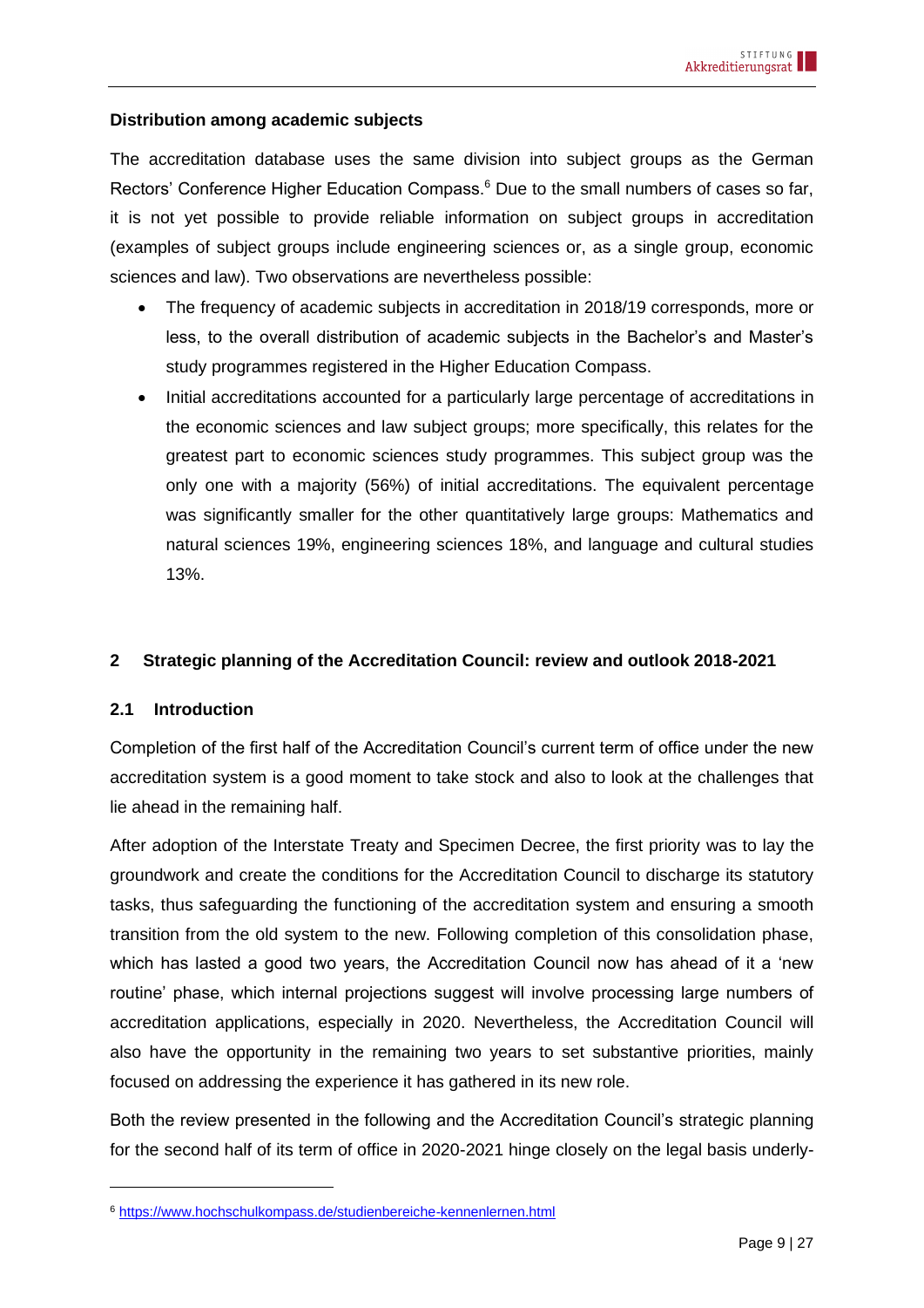**Distribution among academic subjects**

The accreditation database uses the same division into subject groups as the German Rectors' Conference Higher Education Compass.[6] Due to the small numbers of cases so far, it is not yet possible to provide reliable information on subject groups in accreditation (examples of subject groups include engineering sciences or, as a single group, economic sciences and law). Two observations are nevertheless possible:

- The frequency of academic subjects in accreditation in 2018/19 corresponds, more or less, to the overall distribution of academic subjects in the Bachelor's and Master's study programmes registered in the Higher Education Compass.
- Initial accreditations accounted for a particularly large percentage of accreditations in the economic sciences and law subject groups; more specifically, this relates for the greatest part to economic sciences study programmes. This subject group was the only one with a majority (56%) of initial accreditations. The equivalent percentage was significantly smaller for the other quantitatively large groups: Mathematics and natural sciences 19%, engineering sciences 18%, and language and cultural studies 13%.

## 2 Strategic planning of the Accreditation Council: review and outlook 2018-2021

### 2.1 Introduction

Completion of the first half of the Accreditation Council's current term of office under the new accreditation system is a good moment to take stock and also to look at the challenges that lie ahead in the remaining half.

After adoption of the Interstate Treaty and Specimen Decree, the first priority was to lay the groundwork and create the conditions for the Accreditation Council to discharge its statutory tasks, thus safeguarding the functioning of the accreditation system and ensuring a smooth transition from the old system to the new. Following completion of this consolidation phase, which has lasted a good two years, the Accreditation Council now has ahead of it a 'new routine' phase, which internal projections suggest will involve processing large numbers of accreditation applications, especially in 2020. Nevertheless, the Accreditation Council will also have the opportunity in the remaining two years to set substantive priorities, mainly focused on addressing the experience it has gathered in its new role.

Both the review presented in the following and the Accreditation Council's strategic planning for the second half of its term of office in 2020-2021 hinge closely on the legal basis underly-

[6] https://www.hochschulkompass.de/studienbereiche-kennenlernen.html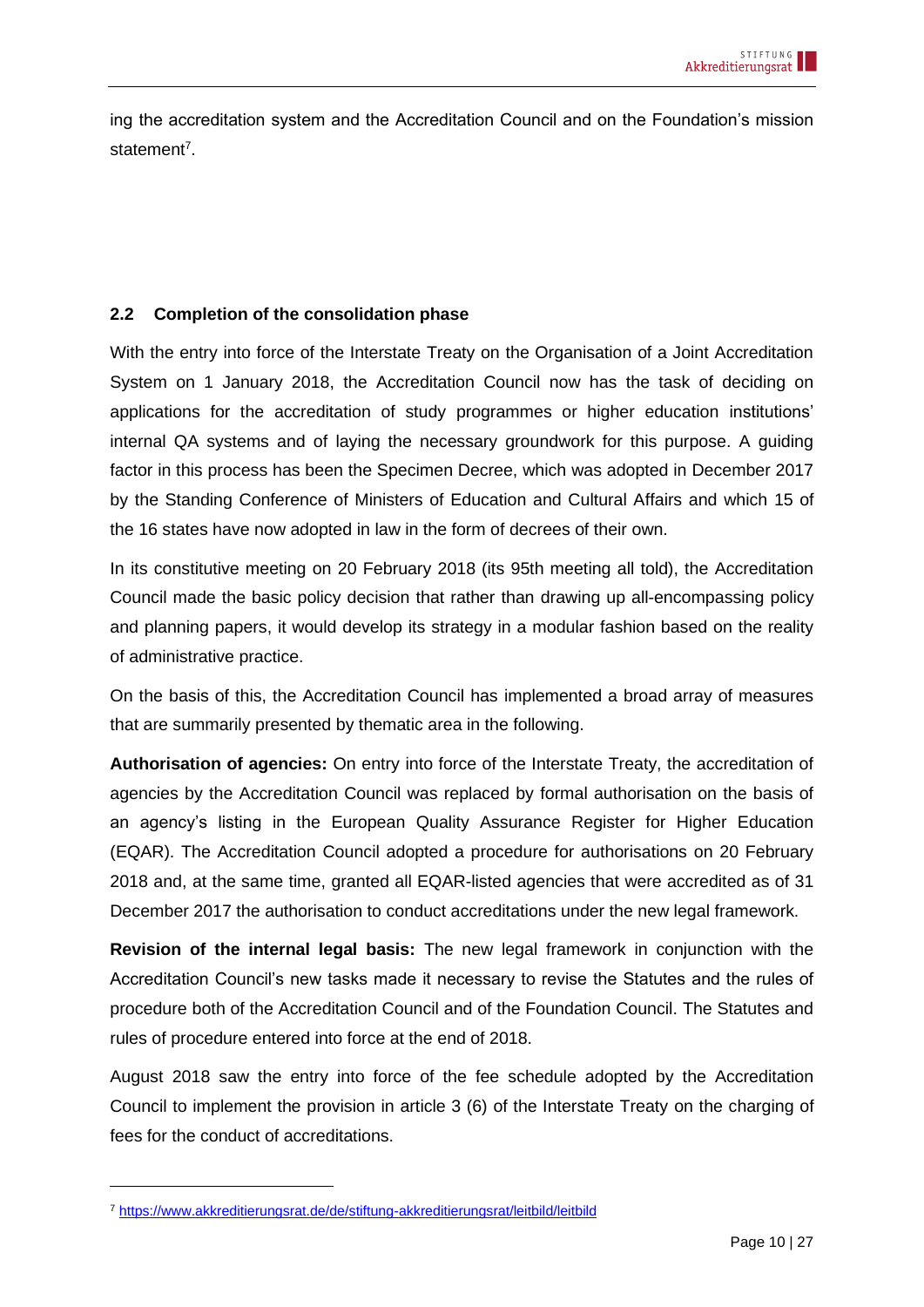ing the accreditation system and the Accreditation Council and on the Foundation's mission statement[7].

## 2.2 Completion of the consolidation phase

With the entry into force of the Interstate Treaty on the Organisation of a Joint Accreditation System on 1 January 2018, the Accreditation Council now has the task of deciding on applications for the accreditation of study programmes or higher education institutions' internal QA systems and of laying the necessary groundwork for this purpose. A guiding factor in this process has been the Specimen Decree, which was adopted in December 2017 by the Standing Conference of Ministers of Education and Cultural Affairs and which 15 of the 16 states have now adopted in law in the form of decrees of their own.

In its constitutive meeting on 20 February 2018 (its 95th meeting all told), the Accreditation Council made the basic policy decision that rather than drawing up all-encompassing policy and planning papers, it would develop its strategy in a modular fashion based on the reality of administrative practice.

On the basis of this, the Accreditation Council has implemented a broad array of measures that are summarily presented by thematic area in the following.

**Authorisation of agencies:** On entry into force of the Interstate Treaty, the accreditation of agencies by the Accreditation Council was replaced by formal authorisation on the basis of an agency's listing in the European Quality Assurance Register for Higher Education (EQAR). The Accreditation Council adopted a procedure for authorisations on 20 February 2018 and, at the same time, granted all EQAR-listed agencies that were accredited as of 31 December 2017 the authorisation to conduct accreditations under the new legal framework.

**Revision of the internal legal basis:** The new legal framework in conjunction with the Accreditation Council's new tasks made it necessary to revise the Statutes and the rules of procedure both of the Accreditation Council and of the Foundation Council. The Statutes and rules of procedure entered into force at the end of 2018.

August 2018 saw the entry into force of the fee schedule adopted by the Accreditation Council to implement the provision in article 3 (6) of the Interstate Treaty on the charging of fees for the conduct of accreditations.

---

[7] https://www.akkreditierungsrat.de/de/stiftung-akkreditierungsrat/leitbild/leitbild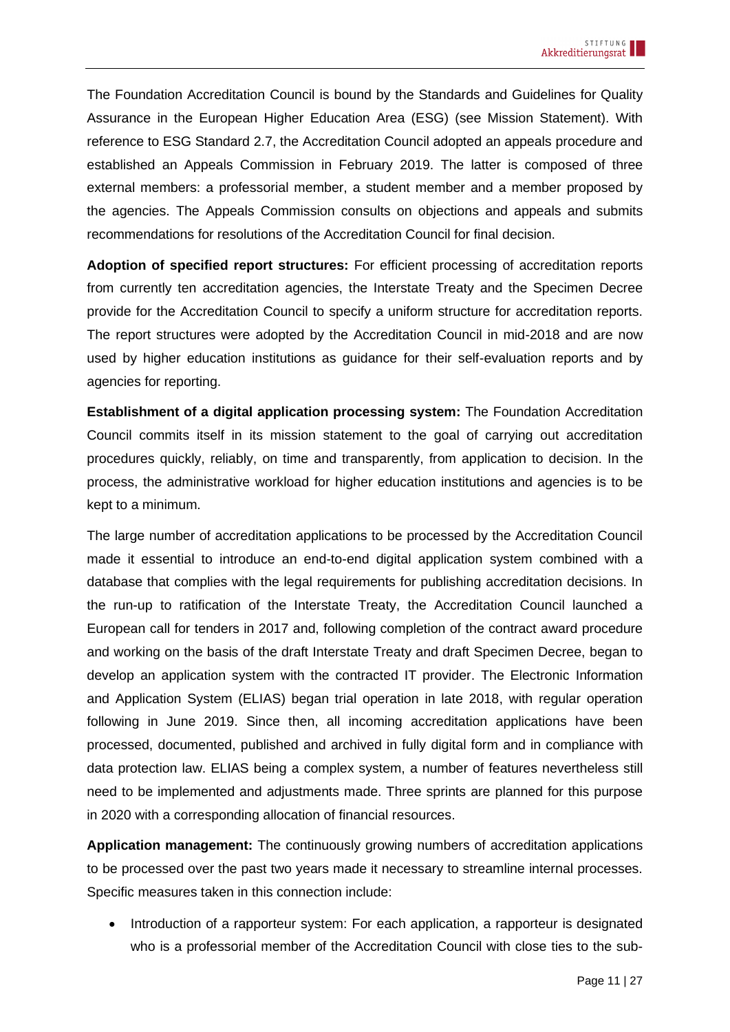The Foundation Accreditation Council is bound by the Standards and Guidelines for Quality Assurance in the European Higher Education Area (ESG) (see Mission Statement). With reference to ESG Standard 2.7, the Accreditation Council adopted an appeals procedure and established an Appeals Commission in February 2019. The latter is composed of three external members: a professorial member, a student member and a member proposed by the agencies. The Appeals Commission consults on objections and appeals and submits recommendations for resolutions of the Accreditation Council for final decision.

**Adoption of specified report structures:** For efficient processing of accreditation reports from currently ten accreditation agencies, the Interstate Treaty and the Specimen Decree provide for the Accreditation Council to specify a uniform structure for accreditation reports. The report structures were adopted by the Accreditation Council in mid-2018 and are now used by higher education institutions as guidance for their self-evaluation reports and by agencies for reporting.

**Establishment of a digital application processing system:** The Foundation Accreditation Council commits itself in its mission statement to the goal of carrying out accreditation procedures quickly, reliably, on time and transparently, from application to decision. In the process, the administrative workload for higher education institutions and agencies is to be kept to a minimum.

The large number of accreditation applications to be processed by the Accreditation Council made it essential to introduce an end-to-end digital application system combined with a database that complies with the legal requirements for publishing accreditation decisions. In the run-up to ratification of the Interstate Treaty, the Accreditation Council launched a European call for tenders in 2017 and, following completion of the contract award procedure and working on the basis of the draft Interstate Treaty and draft Specimen Decree, began to develop an application system with the contracted IT provider. The Electronic Information and Application System (ELIAS) began trial operation in late 2018, with regular operation following in June 2019. Since then, all incoming accreditation applications have been processed, documented, published and archived in fully digital form and in compliance with data protection law. ELIAS being a complex system, a number of features nevertheless still need to be implemented and adjustments made. Three sprints are planned for this purpose in 2020 with a corresponding allocation of financial resources.

**Application management:** The continuously growing numbers of accreditation applications to be processed over the past two years made it necessary to streamline internal processes. Specific measures taken in this connection include:

- Introduction of a rapporteur system: For each application, a rapporteur is designated who is a professorial member of the Accreditation Council with close ties to the sub-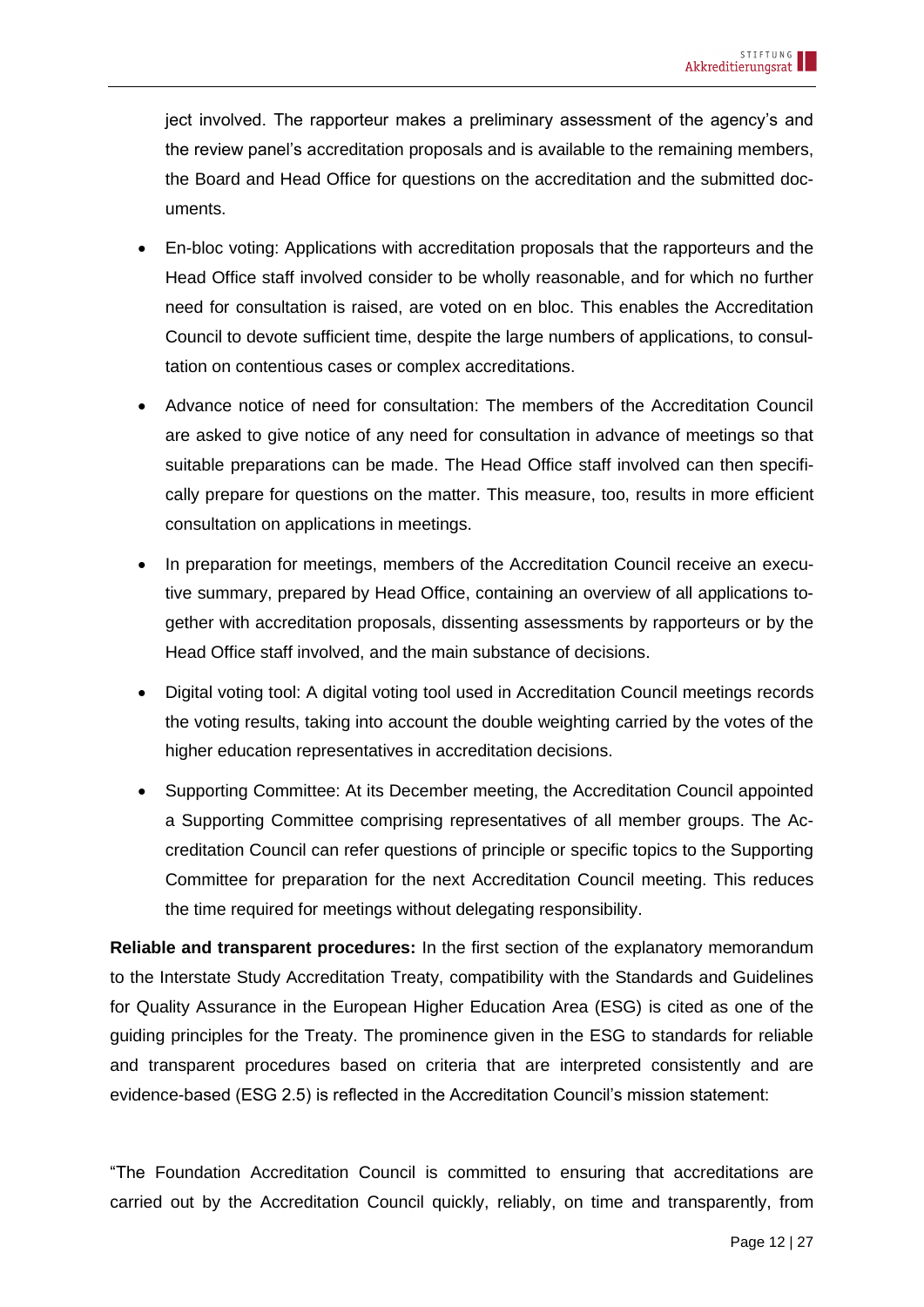ject involved. The rapporteur makes a preliminary assessment of the agency's and the review panel's accreditation proposals and is available to the remaining members, the Board and Head Office for questions on the accreditation and the submitted documents.

- En-bloc voting: Applications with accreditation proposals that the rapporteurs and the Head Office staff involved consider to be wholly reasonable, and for which no further need for consultation is raised, are voted on en bloc. This enables the Accreditation Council to devote sufficient time, despite the large numbers of applications, to consultation on contentious cases or complex accreditations.
- Advance notice of need for consultation: The members of the Accreditation Council are asked to give notice of any need for consultation in advance of meetings so that suitable preparations can be made. The Head Office staff involved can then specifically prepare for questions on the matter. This measure, too, results in more efficient consultation on applications in meetings.
- In preparation for meetings, members of the Accreditation Council receive an executive summary, prepared by Head Office, containing an overview of all applications together with accreditation proposals, dissenting assessments by rapporteurs or by the Head Office staff involved, and the main substance of decisions.
- Digital voting tool: A digital voting tool used in Accreditation Council meetings records the voting results, taking into account the double weighting carried by the votes of the higher education representatives in accreditation decisions.
- Supporting Committee: At its December meeting, the Accreditation Council appointed a Supporting Committee comprising representatives of all member groups. The Accreditation Council can refer questions of principle or specific topics to the Supporting Committee for preparation for the next Accreditation Council meeting. This reduces the time required for meetings without delegating responsibility.

**Reliable and transparent procedures:** In the first section of the explanatory memorandum to the Interstate Study Accreditation Treaty, compatibility with the Standards and Guidelines for Quality Assurance in the European Higher Education Area (ESG) is cited as one of the guiding principles for the Treaty. The prominence given in the ESG to standards for reliable and transparent procedures based on criteria that are interpreted consistently and are evidence-based (ESG 2.5) is reflected in the Accreditation Council's mission statement:

"The Foundation Accreditation Council is committed to ensuring that accreditations are carried out by the Accreditation Council quickly, reliably, on time and transparently, from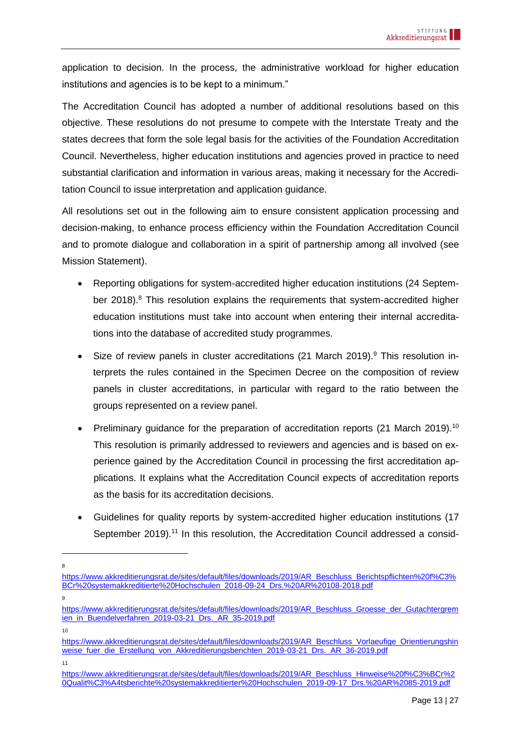application to decision. In the process, the administrative workload for higher education institutions and agencies is to be kept to a minimum."

The Accreditation Council has adopted a number of additional resolutions based on this objective. These resolutions do not presume to compete with the Interstate Treaty and the states decrees that form the sole legal basis for the activities of the Foundation Accreditation Council. Nevertheless, higher education institutions and agencies proved in practice to need substantial clarification and information in various areas, making it necessary for the Accreditation Council to issue interpretation and application guidance.

All resolutions set out in the following aim to ensure consistent application processing and decision-making, to enhance process efficiency within the Foundation Accreditation Council and to promote dialogue and collaboration in a spirit of partnership among all involved (see Mission Statement).

- Reporting obligations for system-accredited higher education institutions (24 September 2018).[8] This resolution explains the requirements that system-accredited higher education institutions must take into account when entering their internal accreditations into the database of accredited study programmes.
- Size of review panels in cluster accreditations (21 March 2019).[9] This resolution interprets the rules contained in the Specimen Decree on the composition of review panels in cluster accreditations, in particular with regard to the ratio between the groups represented on a review panel.
- Preliminary guidance for the preparation of accreditation reports (21 March 2019).[10] This resolution is primarily addressed to reviewers and agencies and is based on experience gained by the Accreditation Council in processing the first accreditation applications. It explains what the Accreditation Council expects of accreditation reports as the basis for its accreditation decisions.
- Guidelines for quality reports by system-accredited higher education institutions (17 September 2019).[11] In this resolution, the Accreditation Council addressed a consid-

---

[8] https://www.akkreditierungsrat.de/sites/default/files/downloads/2019/AR_Beschluss_Berichtspflichten%20f%C3%BCr%20systemakkreditierte%20Hochschulen_2018-09-24_Drs.%20AR%20108-2018.pdf

[9] https://www.akkreditierungsrat.de/sites/default/files/downloads/2019/AR_Beschluss_Groesse_der_Gutachtergremien_in_Buendelverfahren_2019-03-21_Drs._AR_35-2019.pdf

[10] https://www.akkreditierungsrat.de/sites/default/files/downloads/2019/AR_Beschluss_Vorlaeufige_Orientierungshinweise_fuer_die_Erstellung_von_Akkreditierungsberichten_2019-03-21_Drs._AR_36-2019.pdf

[11] https://www.akkreditierungsrat.de/sites/default/files/downloads/2019/AR_Beschluss_Hinweise%20f%C3%BCr%20Qualit%C3%A4tsberichte%20systemakkreditierter%20Hochschulen_2019-09-17_Drs.%20AR%2085-2019.pdf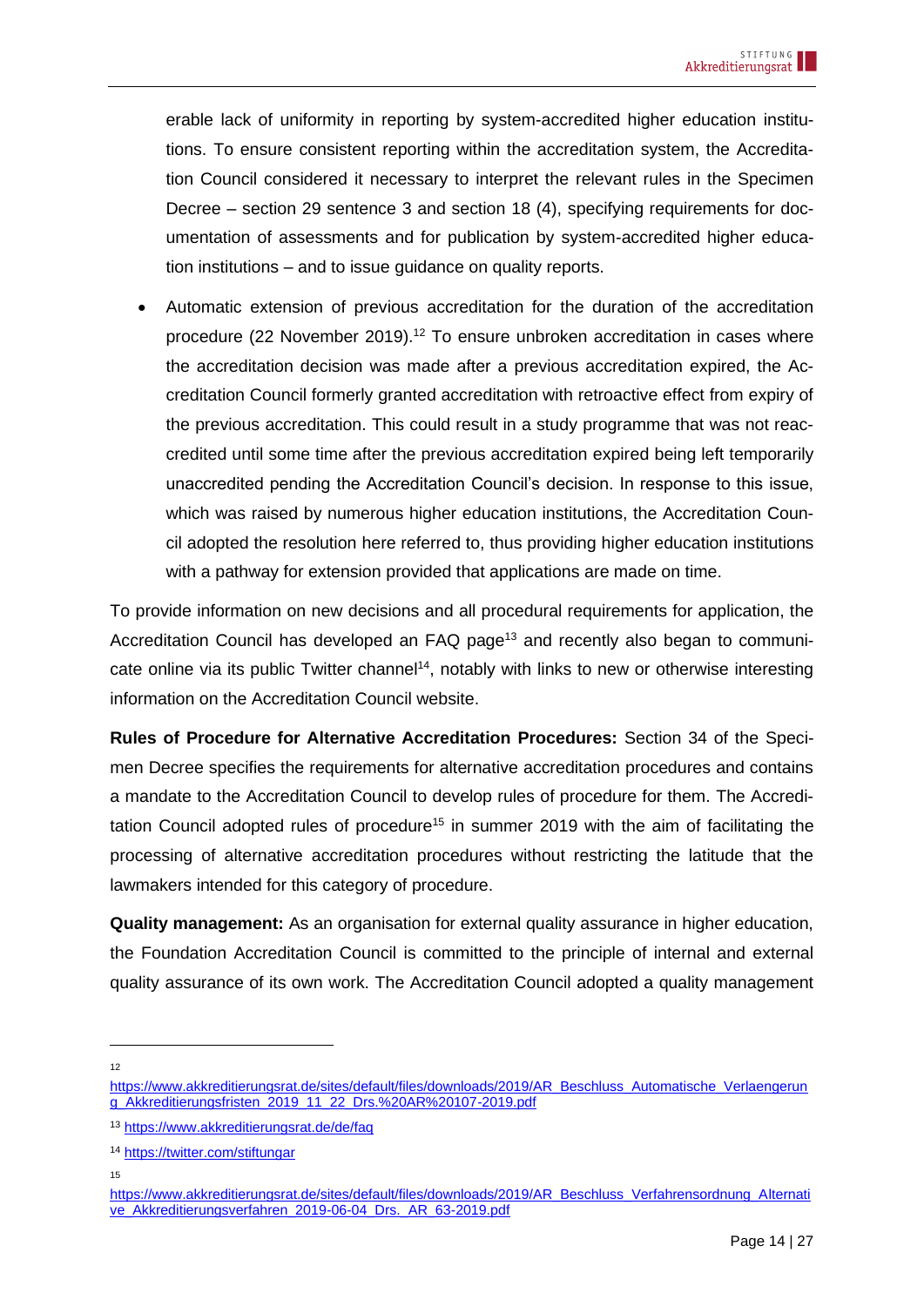erable lack of uniformity in reporting by system-accredited higher education institutions. To ensure consistent reporting within the accreditation system, the Accreditation Council considered it necessary to interpret the relevant rules in the Specimen Decree – section 29 sentence 3 and section 18 (4), specifying requirements for documentation of assessments and for publication by system-accredited higher education institutions – and to issue guidance on quality reports.

- Automatic extension of previous accreditation for the duration of the accreditation procedure (22 November 2019).[12] To ensure unbroken accreditation in cases where the accreditation decision was made after a previous accreditation expired, the Accreditation Council formerly granted accreditation with retroactive effect from expiry of the previous accreditation. This could result in a study programme that was not reaccredited until some time after the previous accreditation expired being left temporarily unaccredited pending the Accreditation Council's decision. In response to this issue, which was raised by numerous higher education institutions, the Accreditation Council adopted the resolution here referred to, thus providing higher education institutions with a pathway for extension provided that applications are made on time.

To provide information on new decisions and all procedural requirements for application, the Accreditation Council has developed an FAQ page[13] and recently also began to communicate online via its public Twitter channel[14], notably with links to new or otherwise interesting information on the Accreditation Council website.

**Rules of Procedure for Alternative Accreditation Procedures:** Section 34 of the Specimen Decree specifies the requirements for alternative accreditation procedures and contains a mandate to the Accreditation Council to develop rules of procedure for them. The Accreditation Council adopted rules of procedure[15] in summer 2019 with the aim of facilitating the processing of alternative accreditation procedures without restricting the latitude that the lawmakers intended for this category of procedure.

**Quality management:** As an organisation for external quality assurance in higher education, the Foundation Accreditation Council is committed to the principle of internal and external quality assurance of its own work. The Accreditation Council adopted a quality management

---

[12] https://www.akkreditierungsrat.de/sites/default/files/downloads/2019/AR_Beschluss_Automatische_Verlaengerung_Akkreditierungsfristen_2019_11_22_Drs.%20AR%20107-2019.pdf

[13] https://www.akkreditierungsrat.de/de/faq

[14] https://twitter.com/stiftungar

[15] https://www.akkreditierungsrat.de/sites/default/files/downloads/2019/AR_Beschluss_Verfahrensordnung_Alternative_Akkreditierungsverfahren_2019-06-04_Drs._AR_63-2019.pdf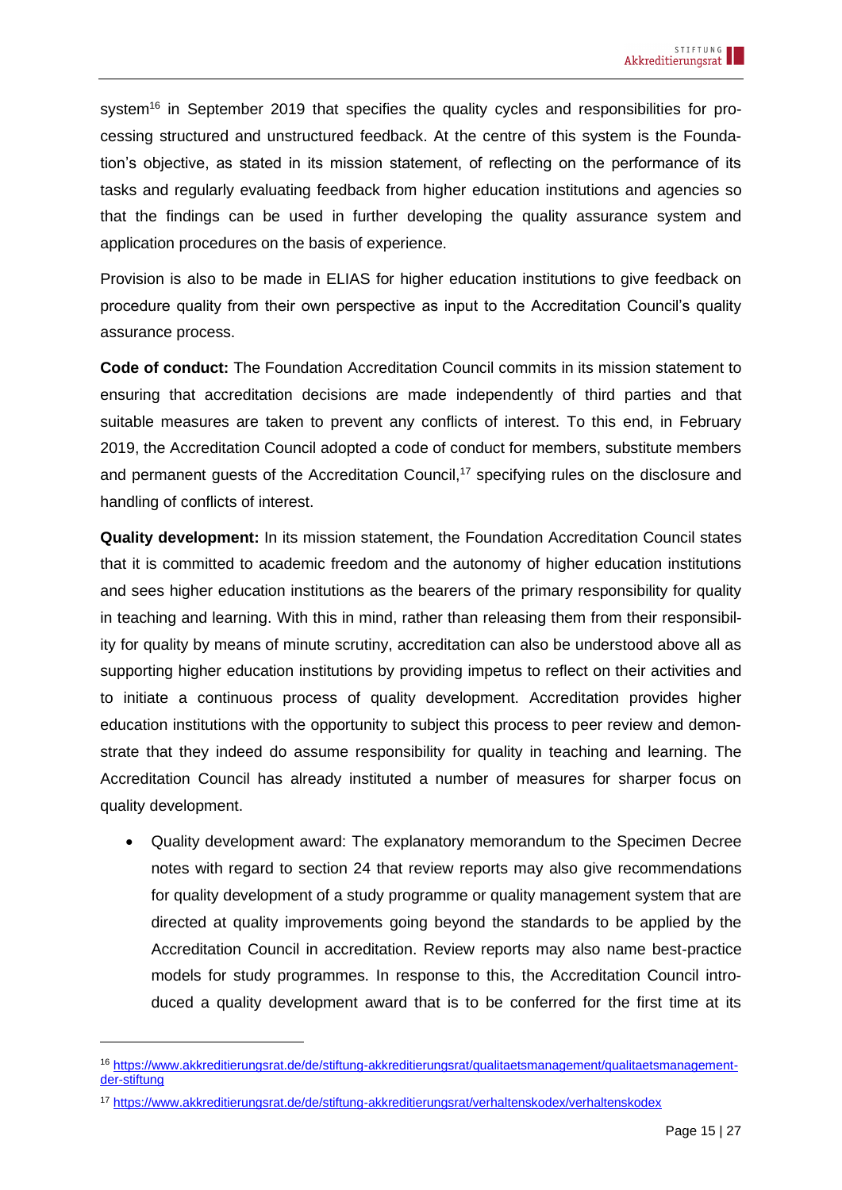system[16] in September 2019 that specifies the quality cycles and responsibilities for processing structured and unstructured feedback. At the centre of this system is the Foundation's objective, as stated in its mission statement, of reflecting on the performance of its tasks and regularly evaluating feedback from higher education institutions and agencies so that the findings can be used in further developing the quality assurance system and application procedures on the basis of experience.

Provision is also to be made in ELIAS for higher education institutions to give feedback on procedure quality from their own perspective as input to the Accreditation Council's quality assurance process.

**Code of conduct:** The Foundation Accreditation Council commits in its mission statement to ensuring that accreditation decisions are made independently of third parties and that suitable measures are taken to prevent any conflicts of interest. To this end, in February 2019, the Accreditation Council adopted a code of conduct for members, substitute members and permanent guests of the Accreditation Council,[17] specifying rules on the disclosure and handling of conflicts of interest.

**Quality development:** In its mission statement, the Foundation Accreditation Council states that it is committed to academic freedom and the autonomy of higher education institutions and sees higher education institutions as the bearers of the primary responsibility for quality in teaching and learning. With this in mind, rather than releasing them from their responsibility for quality by means of minute scrutiny, accreditation can also be understood above all as supporting higher education institutions by providing impetus to reflect on their activities and to initiate a continuous process of quality development. Accreditation provides higher education institutions with the opportunity to subject this process to peer review and demonstrate that they indeed do assume responsibility for quality in teaching and learning. The Accreditation Council has already instituted a number of measures for sharper focus on quality development.

- Quality development award: The explanatory memorandum to the Specimen Decree notes with regard to section 24 that review reports may also give recommendations for quality development of a study programme or quality management system that are directed at quality improvements going beyond the standards to be applied by the Accreditation Council in accreditation. Review reports may also name best-practice models for study programmes. In response to this, the Accreditation Council introduced a quality development award that is to be conferred for the first time at its

[16] https://www.akkreditierungsrat.de/de/stiftung-akkreditierungsrat/qualitaetsmanagement/qualitaetsmanagement-der-stiftung

[17] https://www.akkreditierungsrat.de/de/stiftung-akkreditierungsrat/verhaltenskodex/verhaltenskodex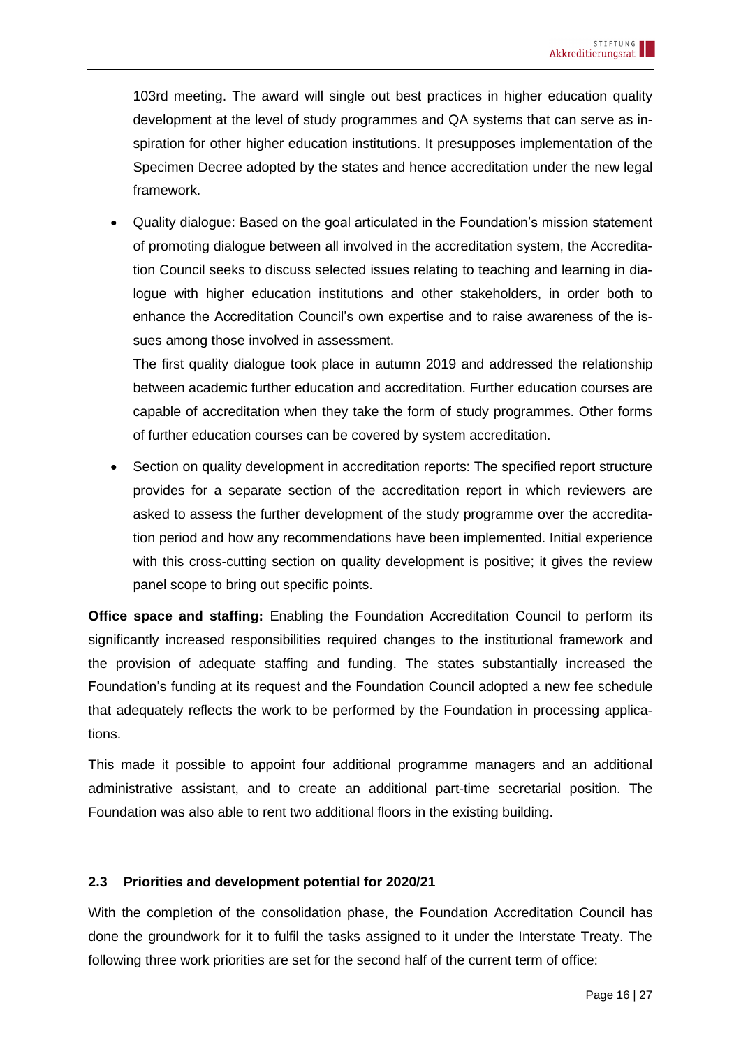103rd meeting. The award will single out best practices in higher education quality development at the level of study programmes and QA systems that can serve as inspiration for other higher education institutions. It presupposes implementation of the Specimen Decree adopted by the states and hence accreditation under the new legal framework.

- Quality dialogue: Based on the goal articulated in the Foundation's mission statement of promoting dialogue between all involved in the accreditation system, the Accreditation Council seeks to discuss selected issues relating to teaching and learning in dialogue with higher education institutions and other stakeholders, in order both to enhance the Accreditation Council's own expertise and to raise awareness of the issues among those involved in assessment.

  The first quality dialogue took place in autumn 2019 and addressed the relationship between academic further education and accreditation. Further education courses are capable of accreditation when they take the form of study programmes. Other forms of further education courses can be covered by system accreditation.

- Section on quality development in accreditation reports: The specified report structure provides for a separate section of the accreditation report in which reviewers are asked to assess the further development of the study programme over the accreditation period and how any recommendations have been implemented. Initial experience with this cross-cutting section on quality development is positive; it gives the review panel scope to bring out specific points.

**Office space and staffing:** Enabling the Foundation Accreditation Council to perform its significantly increased responsibilities required changes to the institutional framework and the provision of adequate staffing and funding. The states substantially increased the Foundation's funding at its request and the Foundation Council adopted a new fee schedule that adequately reflects the work to be performed by the Foundation in processing applications.

This made it possible to appoint four additional programme managers and an additional administrative assistant, and to create an additional part-time secretarial position. The Foundation was also able to rent two additional floors in the existing building.

### 2.3 Priorities and development potential for 2020/21

With the completion of the consolidation phase, the Foundation Accreditation Council has done the groundwork for it to fulfil the tasks assigned to it under the Interstate Treaty. The following three work priorities are set for the second half of the current term of office: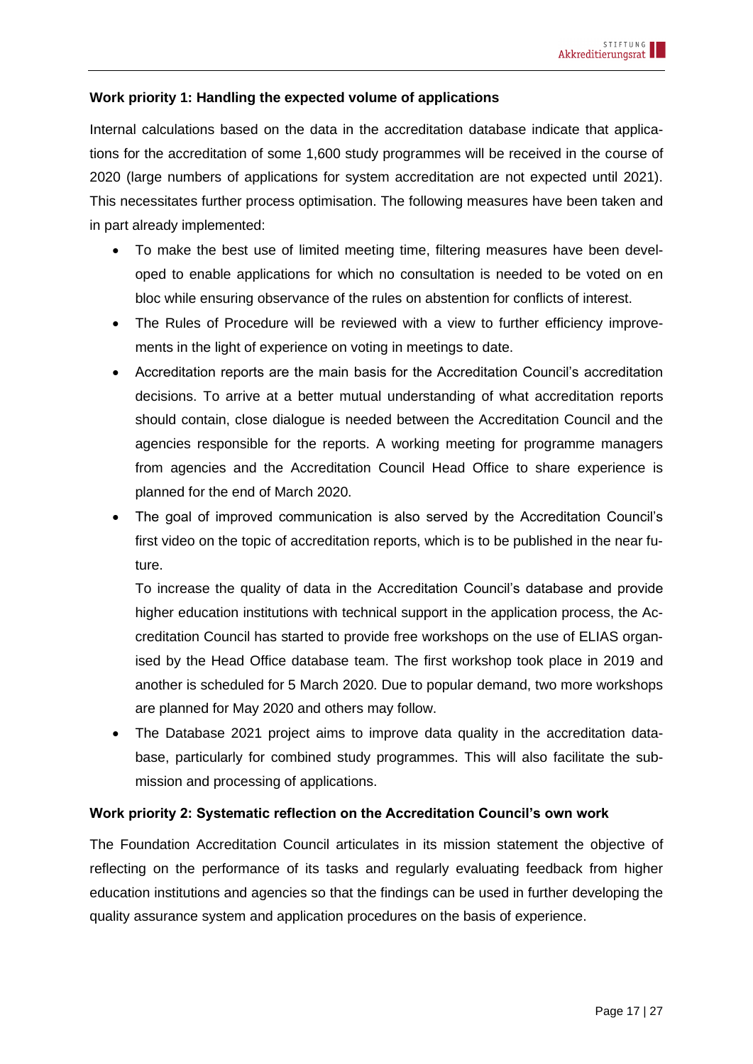**Work priority 1: Handling the expected volume of applications**

Internal calculations based on the data in the accreditation database indicate that applications for the accreditation of some 1,600 study programmes will be received in the course of 2020 (large numbers of applications for system accreditation are not expected until 2021). This necessitates further process optimisation. The following measures have been taken and in part already implemented:

- To make the best use of limited meeting time, filtering measures have been developed to enable applications for which no consultation is needed to be voted on en bloc while ensuring observance of the rules on abstention for conflicts of interest.
- The Rules of Procedure will be reviewed with a view to further efficiency improvements in the light of experience on voting in meetings to date.
- Accreditation reports are the main basis for the Accreditation Council's accreditation decisions. To arrive at a better mutual understanding of what accreditation reports should contain, close dialogue is needed between the Accreditation Council and the agencies responsible for the reports. A working meeting for programme managers from agencies and the Accreditation Council Head Office to share experience is planned for the end of March 2020.
- The goal of improved communication is also served by the Accreditation Council's first video on the topic of accreditation reports, which is to be published in the near future.

  To increase the quality of data in the Accreditation Council's database and provide higher education institutions with technical support in the application process, the Accreditation Council has started to provide free workshops on the use of ELIAS organised by the Head Office database team. The first workshop took place in 2019 and another is scheduled for 5 March 2020. Due to popular demand, two more workshops are planned for May 2020 and others may follow.
- The Database 2021 project aims to improve data quality in the accreditation database, particularly for combined study programmes. This will also facilitate the submission and processing of applications.

**Work priority 2: Systematic reflection on the Accreditation Council's own work**

The Foundation Accreditation Council articulates in its mission statement the objective of reflecting on the performance of its tasks and regularly evaluating feedback from higher education institutions and agencies so that the findings can be used in further developing the quality assurance system and application procedures on the basis of experience.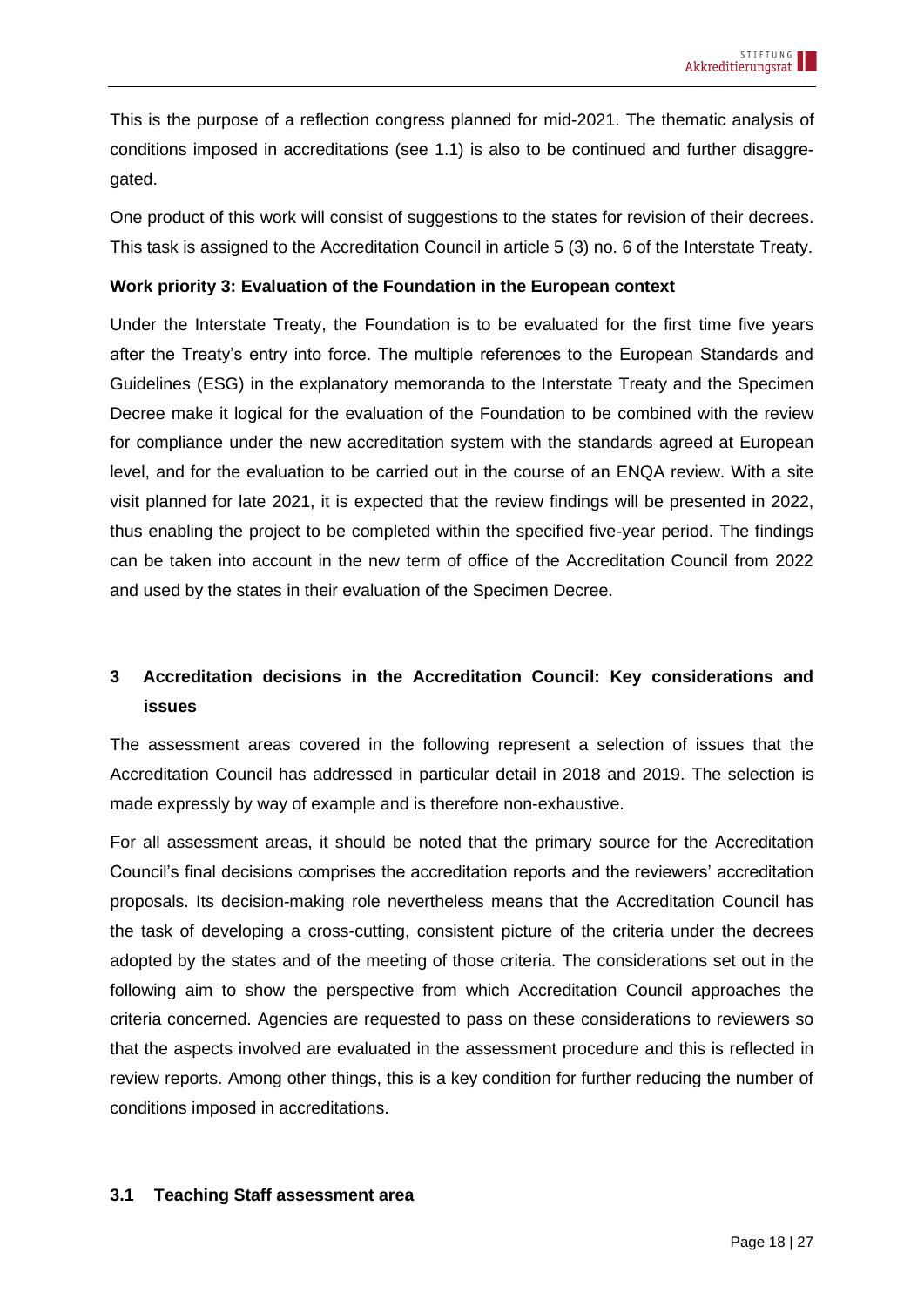This is the purpose of a reflection congress planned for mid-2021. The thematic analysis of conditions imposed in accreditations (see 1.1) is also to be continued and further disaggregated.

One product of this work will consist of suggestions to the states for revision of their decrees. This task is assigned to the Accreditation Council in article 5 (3) no. 6 of the Interstate Treaty.

**Work priority 3: Evaluation of the Foundation in the European context**

Under the Interstate Treaty, the Foundation is to be evaluated for the first time five years after the Treaty's entry into force. The multiple references to the European Standards and Guidelines (ESG) in the explanatory memoranda to the Interstate Treaty and the Specimen Decree make it logical for the evaluation of the Foundation to be combined with the review for compliance under the new accreditation system with the standards agreed at European level, and for the evaluation to be carried out in the course of an ENQA review. With a site visit planned for late 2021, it is expected that the review findings will be presented in 2022, thus enabling the project to be completed within the specified five-year period. The findings can be taken into account in the new term of office of the Accreditation Council from 2022 and used by the states in their evaluation of the Specimen Decree.

## 3 Accreditation decisions in the Accreditation Council: Key considerations and issues

The assessment areas covered in the following represent a selection of issues that the Accreditation Council has addressed in particular detail in 2018 and 2019. The selection is made expressly by way of example and is therefore non-exhaustive.

For all assessment areas, it should be noted that the primary source for the Accreditation Council's final decisions comprises the accreditation reports and the reviewers' accreditation proposals. Its decision-making role nevertheless means that the Accreditation Council has the task of developing a cross-cutting, consistent picture of the criteria under the decrees adopted by the states and of the meeting of those criteria. The considerations set out in the following aim to show the perspective from which Accreditation Council approaches the criteria concerned. Agencies are requested to pass on these considerations to reviewers so that the aspects involved are evaluated in the assessment procedure and this is reflected in review reports. Among other things, this is a key condition for further reducing the number of conditions imposed in accreditations.

### 3.1 Teaching Staff assessment area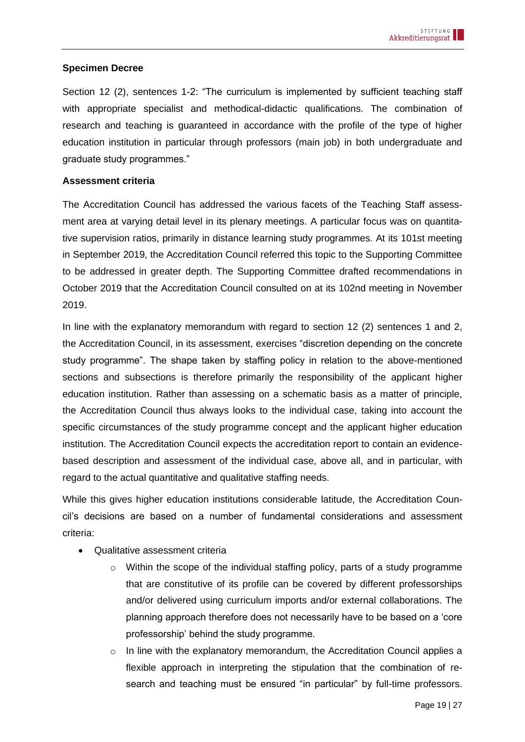**Specimen Decree**

Section 12 (2), sentences 1-2: "The curriculum is implemented by sufficient teaching staff with appropriate specialist and methodical-didactic qualifications. The combination of research and teaching is guaranteed in accordance with the profile of the type of higher education institution in particular through professors (main job) in both undergraduate and graduate study programmes."

**Assessment criteria**

The Accreditation Council has addressed the various facets of the Teaching Staff assessment area at varying detail level in its plenary meetings. A particular focus was on quantitative supervision ratios, primarily in distance learning study programmes. At its 101st meeting in September 2019, the Accreditation Council referred this topic to the Supporting Committee to be addressed in greater depth. The Supporting Committee drafted recommendations in October 2019 that the Accreditation Council consulted on at its 102nd meeting in November 2019.

In line with the explanatory memorandum with regard to section 12 (2) sentences 1 and 2, the Accreditation Council, in its assessment, exercises "discretion depending on the concrete study programme". The shape taken by staffing policy in relation to the above-mentioned sections and subsections is therefore primarily the responsibility of the applicant higher education institution. Rather than assessing on a schematic basis as a matter of principle, the Accreditation Council thus always looks to the individual case, taking into account the specific circumstances of the study programme concept and the applicant higher education institution. The Accreditation Council expects the accreditation report to contain an evidence-based description and assessment of the individual case, above all, and in particular, with regard to the actual quantitative and qualitative staffing needs.

While this gives higher education institutions considerable latitude, the Accreditation Council's decisions are based on a number of fundamental considerations and assessment criteria:

- Qualitative assessment criteria
  - Within the scope of the individual staffing policy, parts of a study programme that are constitutive of its profile can be covered by different professorships and/or delivered using curriculum imports and/or external collaborations. The planning approach therefore does not necessarily have to be based on a 'core professorship' behind the study programme.
  - In line with the explanatory memorandum, the Accreditation Council applies a flexible approach in interpreting the stipulation that the combination of research and teaching must be ensured "in particular" by full-time professors.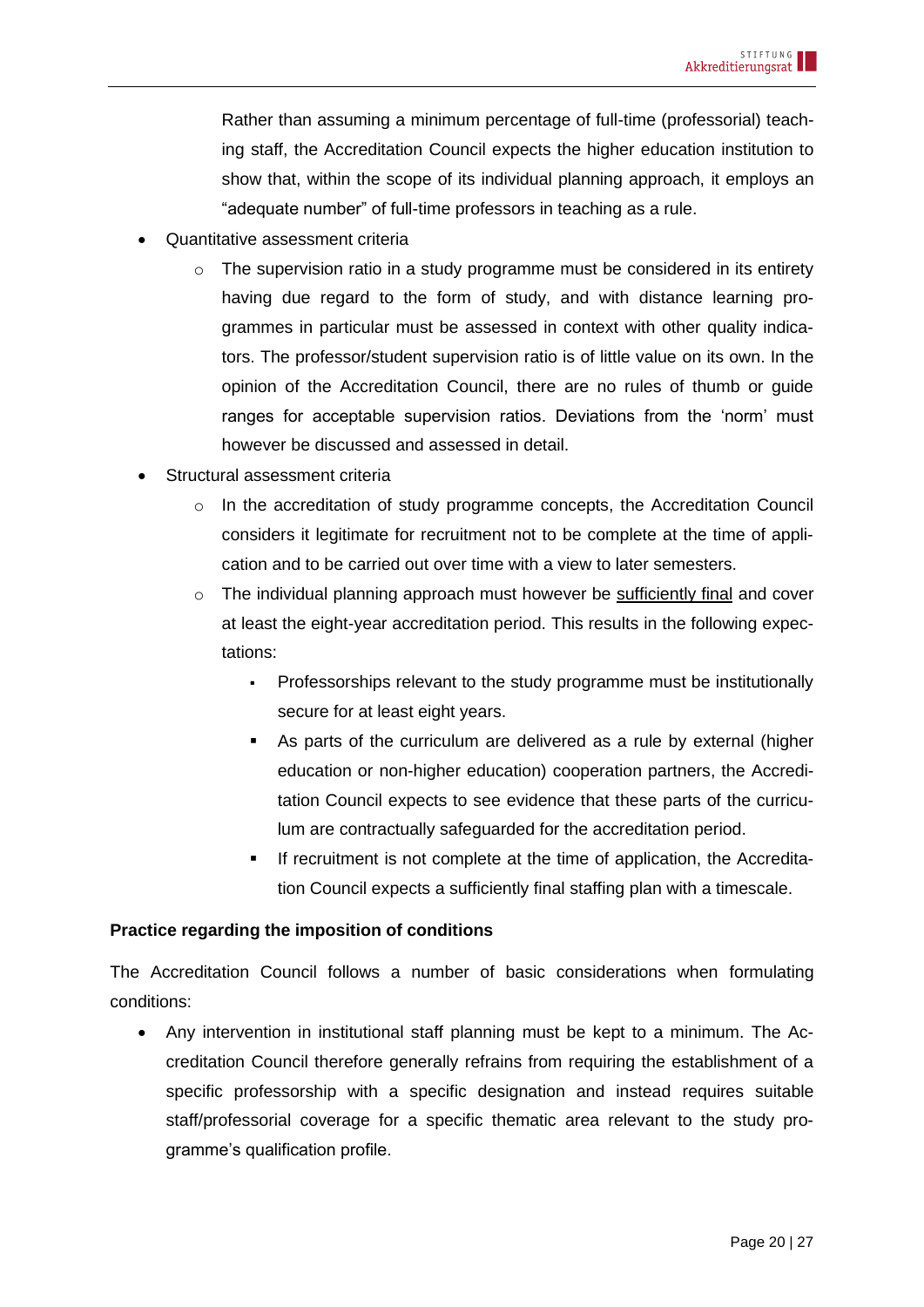Rather than assuming a minimum percentage of full-time (professorial) teaching staff, the Accreditation Council expects the higher education institution to show that, within the scope of its individual planning approach, it employs an "adequate number" of full-time professors in teaching as a rule.

- Quantitative assessment criteria
    - The supervision ratio in a study programme must be considered in its entirety having due regard to the form of study, and with distance learning programmes in particular must be assessed in context with other quality indicators. The professor/student supervision ratio is of little value on its own. In the opinion of the Accreditation Council, there are no rules of thumb or guide ranges for acceptable supervision ratios. Deviations from the 'norm' must however be discussed and assessed in detail.
- Structural assessment criteria
    - In the accreditation of study programme concepts, the Accreditation Council considers it legitimate for recruitment not to be complete at the time of application and to be carried out over time with a view to later semesters.
    - The individual planning approach must however be sufficiently final and cover at least the eight-year accreditation period. This results in the following expectations:
        - Professorships relevant to the study programme must be institutionally secure for at least eight years.
        - As parts of the curriculum are delivered as a rule by external (higher education or non-higher education) cooperation partners, the Accreditation Council expects to see evidence that these parts of the curriculum are contractually safeguarded for the accreditation period.
        - If recruitment is not complete at the time of application, the Accreditation Council expects a sufficiently final staffing plan with a timescale.

**Practice regarding the imposition of conditions**

The Accreditation Council follows a number of basic considerations when formulating conditions:

- Any intervention in institutional staff planning must be kept to a minimum. The Accreditation Council therefore generally refrains from requiring the establishment of a specific professorship with a specific designation and instead requires suitable staff/professorial coverage for a specific thematic area relevant to the study programme's qualification profile.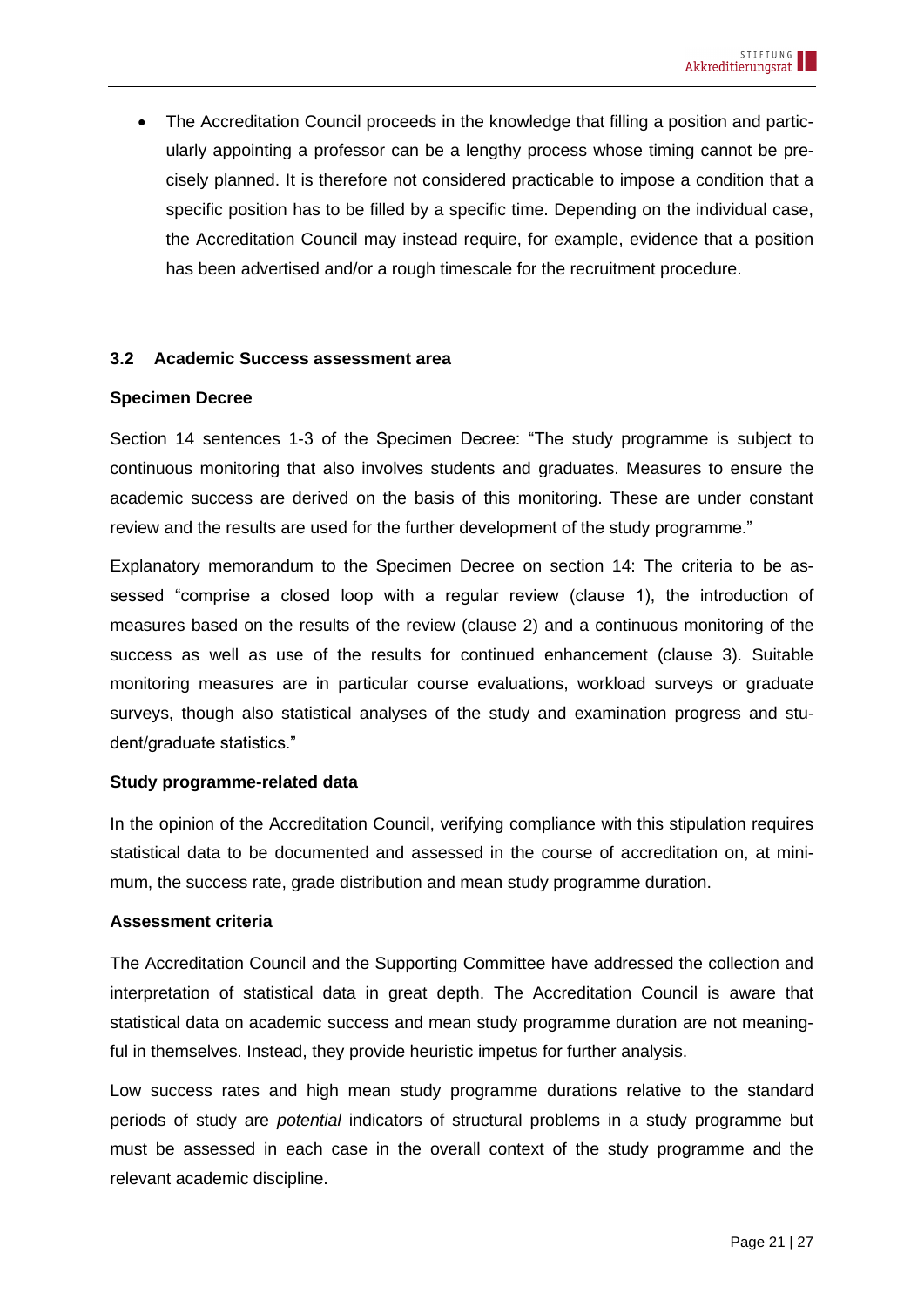- The Accreditation Council proceeds in the knowledge that filling a position and particularly appointing a professor can be a lengthy process whose timing cannot be precisely planned. It is therefore not considered practicable to impose a condition that a specific position has to be filled by a specific time. Depending on the individual case, the Accreditation Council may instead require, for example, evidence that a position has been advertised and/or a rough timescale for the recruitment procedure.

### 3.2 Academic Success assessment area

**Specimen Decree**

Section 14 sentences 1-3 of the Specimen Decree: "The study programme is subject to continuous monitoring that also involves students and graduates. Measures to ensure the academic success are derived on the basis of this monitoring. These are under constant review and the results are used for the further development of the study programme."

Explanatory memorandum to the Specimen Decree on section 14: The criteria to be assessed "comprise a closed loop with a regular review (clause 1), the introduction of measures based on the results of the review (clause 2) and a continuous monitoring of the success as well as use of the results for continued enhancement (clause 3). Suitable monitoring measures are in particular course evaluations, workload surveys or graduate surveys, though also statistical analyses of the study and examination progress and student/graduate statistics."

**Study programme-related data**

In the opinion of the Accreditation Council, verifying compliance with this stipulation requires statistical data to be documented and assessed in the course of accreditation on, at minimum, the success rate, grade distribution and mean study programme duration.

**Assessment criteria**

The Accreditation Council and the Supporting Committee have addressed the collection and interpretation of statistical data in great depth. The Accreditation Council is aware that statistical data on academic success and mean study programme duration are not meaningful in themselves. Instead, they provide heuristic impetus for further analysis.

Low success rates and high mean study programme durations relative to the standard periods of study are *potential* indicators of structural problems in a study programme but must be assessed in each case in the overall context of the study programme and the relevant academic discipline.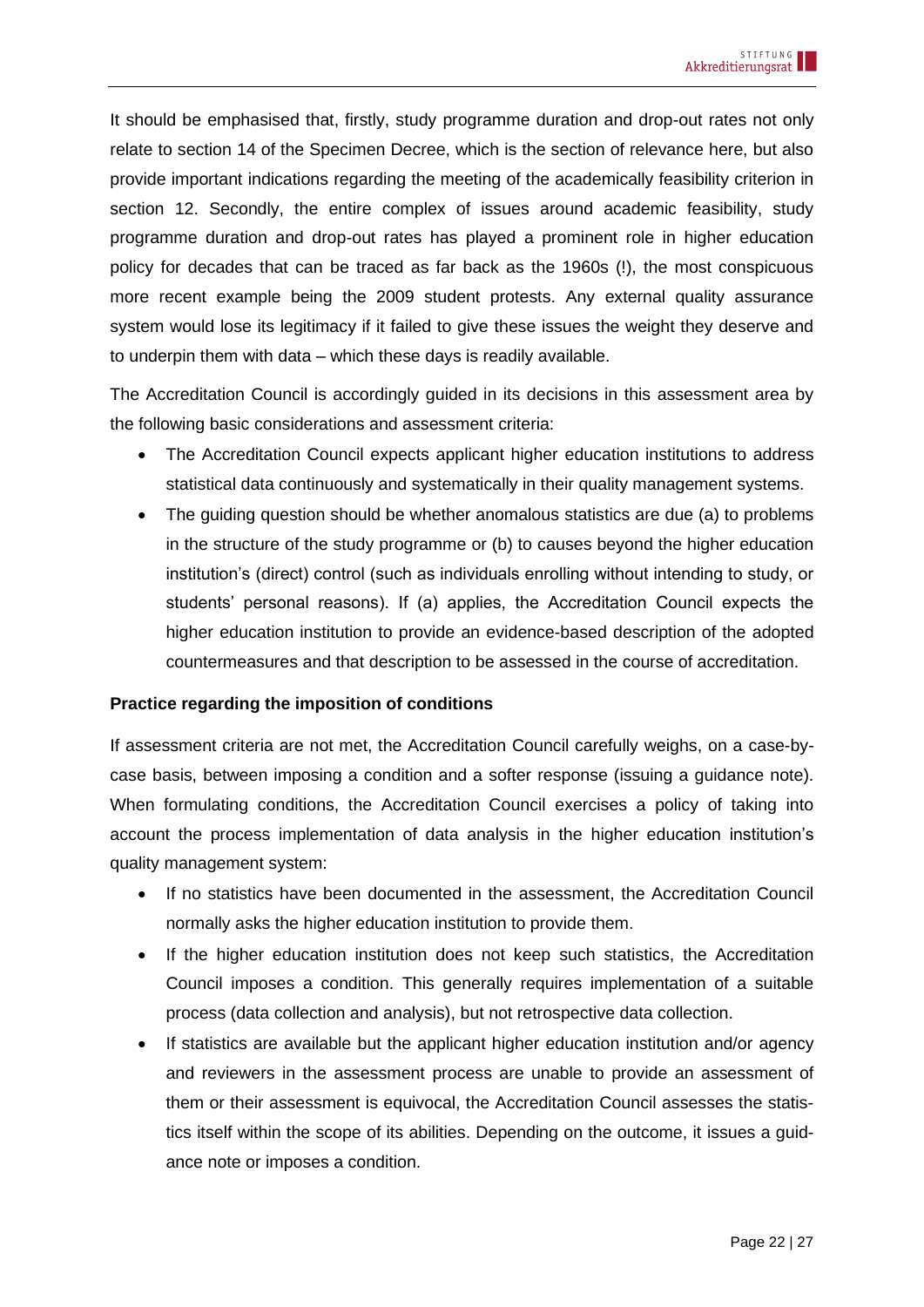It should be emphasised that, firstly, study programme duration and drop-out rates not only relate to section 14 of the Specimen Decree, which is the section of relevance here, but also provide important indications regarding the meeting of the academically feasibility criterion in section 12. Secondly, the entire complex of issues around academic feasibility, study programme duration and drop-out rates has played a prominent role in higher education policy for decades that can be traced as far back as the 1960s (!), the most conspicuous more recent example being the 2009 student protests. Any external quality assurance system would lose its legitimacy if it failed to give these issues the weight they deserve and to underpin them with data – which these days is readily available.

The Accreditation Council is accordingly guided in its decisions in this assessment area by the following basic considerations and assessment criteria:

- The Accreditation Council expects applicant higher education institutions to address statistical data continuously and systematically in their quality management systems.
- The guiding question should be whether anomalous statistics are due (a) to problems in the structure of the study programme or (b) to causes beyond the higher education institution's (direct) control (such as individuals enrolling without intending to study, or students' personal reasons). If (a) applies, the Accreditation Council expects the higher education institution to provide an evidence-based description of the adopted countermeasures and that description to be assessed in the course of accreditation.

**Practice regarding the imposition of conditions**

If assessment criteria are not met, the Accreditation Council carefully weighs, on a case-by-case basis, between imposing a condition and a softer response (issuing a guidance note). When formulating conditions, the Accreditation Council exercises a policy of taking into account the process implementation of data analysis in the higher education institution's quality management system:

- If no statistics have been documented in the assessment, the Accreditation Council normally asks the higher education institution to provide them.
- If the higher education institution does not keep such statistics, the Accreditation Council imposes a condition. This generally requires implementation of a suitable process (data collection and analysis), but not retrospective data collection.
- If statistics are available but the applicant higher education institution and/or agency and reviewers in the assessment process are unable to provide an assessment of them or their assessment is equivocal, the Accreditation Council assesses the statistics itself within the scope of its abilities. Depending on the outcome, it issues a guidance note or imposes a condition.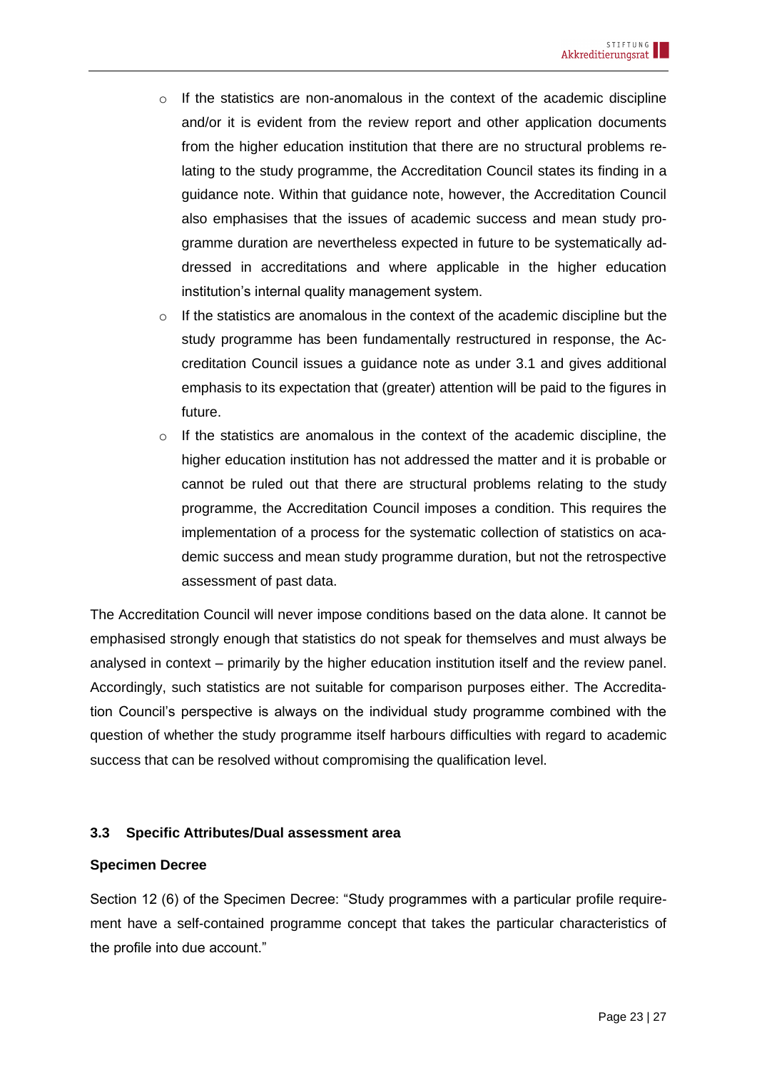- If the statistics are non-anomalous in the context of the academic discipline and/or it is evident from the review report and other application documents from the higher education institution that there are no structural problems relating to the study programme, the Accreditation Council states its finding in a guidance note. Within that guidance note, however, the Accreditation Council also emphasises that the issues of academic success and mean study programme duration are nevertheless expected in future to be systematically addressed in accreditations and where applicable in the higher education institution's internal quality management system.
- If the statistics are anomalous in the context of the academic discipline but the study programme has been fundamentally restructured in response, the Accreditation Council issues a guidance note as under 3.1 and gives additional emphasis to its expectation that (greater) attention will be paid to the figures in future.
- If the statistics are anomalous in the context of the academic discipline, the higher education institution has not addressed the matter and it is probable or cannot be ruled out that there are structural problems relating to the study programme, the Accreditation Council imposes a condition. This requires the implementation of a process for the systematic collection of statistics on academic success and mean study programme duration, but not the retrospective assessment of past data.

The Accreditation Council will never impose conditions based on the data alone. It cannot be emphasised strongly enough that statistics do not speak for themselves and must always be analysed in context – primarily by the higher education institution itself and the review panel. Accordingly, such statistics are not suitable for comparison purposes either. The Accreditation Council's perspective is always on the individual study programme combined with the question of whether the study programme itself harbours difficulties with regard to academic success that can be resolved without compromising the qualification level.

### 3.3 Specific Attributes/Dual assessment area

**Specimen Decree**

Section 12 (6) of the Specimen Decree: "Study programmes with a particular profile requirement have a self-contained programme concept that takes the particular characteristics of the profile into due account."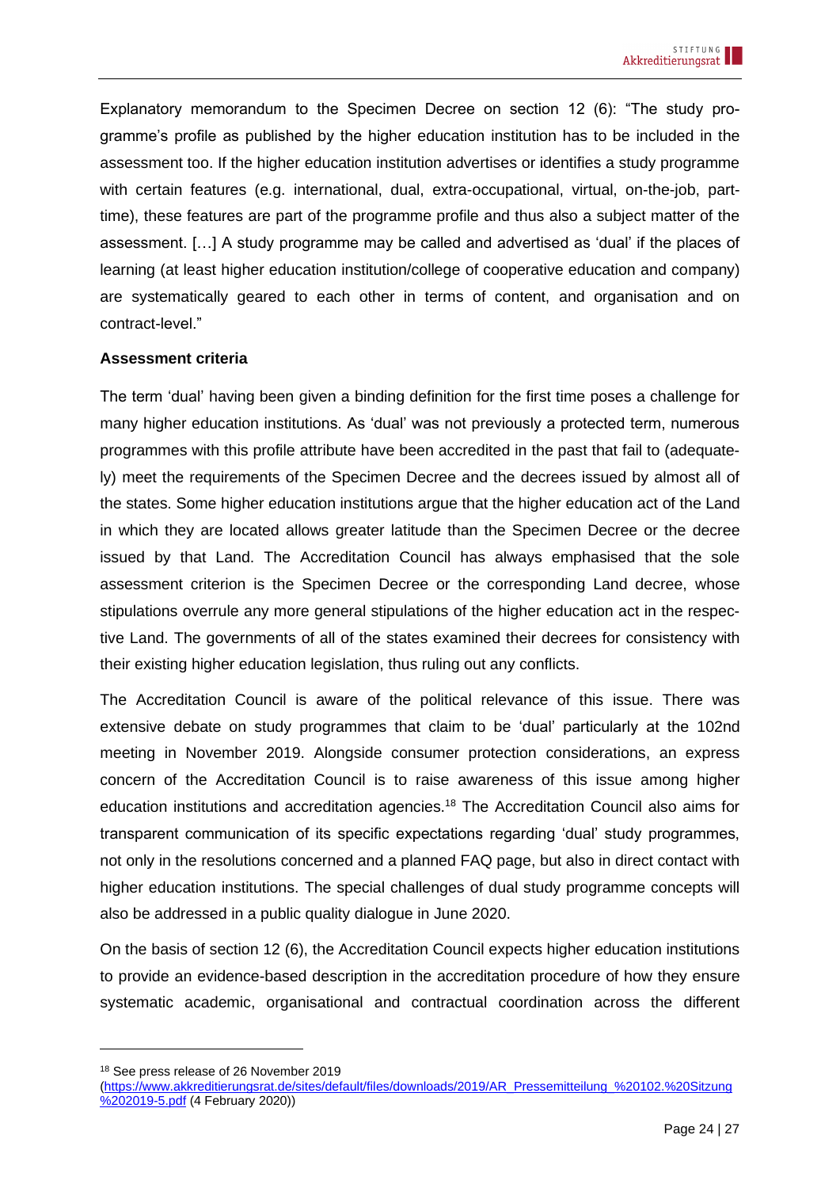Explanatory memorandum to the Specimen Decree on section 12 (6): "The study programme's profile as published by the higher education institution has to be included in the assessment too. If the higher education institution advertises or identifies a study programme with certain features (e.g. international, dual, extra-occupational, virtual, on-the-job, part-time), these features are part of the programme profile and thus also a subject matter of the assessment. […] A study programme may be called and advertised as 'dual' if the places of learning (at least higher education institution/college of cooperative education and company) are systematically geared to each other in terms of content, and organisation and on contract-level."

**Assessment criteria**

The term 'dual' having been given a binding definition for the first time poses a challenge for many higher education institutions. As 'dual' was not previously a protected term, numerous programmes with this profile attribute have been accredited in the past that fail to (adequately) meet the requirements of the Specimen Decree and the decrees issued by almost all of the states. Some higher education institutions argue that the higher education act of the Land in which they are located allows greater latitude than the Specimen Decree or the decree issued by that Land. The Accreditation Council has always emphasised that the sole assessment criterion is the Specimen Decree or the corresponding Land decree, whose stipulations overrule any more general stipulations of the higher education act in the respective Land. The governments of all of the states examined their decrees for consistency with their existing higher education legislation, thus ruling out any conflicts.

The Accreditation Council is aware of the political relevance of this issue. There was extensive debate on study programmes that claim to be 'dual' particularly at the 102nd meeting in November 2019. Alongside consumer protection considerations, an express concern of the Accreditation Council is to raise awareness of this issue among higher education institutions and accreditation agencies.[18] The Accreditation Council also aims for transparent communication of its specific expectations regarding 'dual' study programmes, not only in the resolutions concerned and a planned FAQ page, but also in direct contact with higher education institutions. The special challenges of dual study programme concepts will also be addressed in a public quality dialogue in June 2020.

On the basis of section 12 (6), the Accreditation Council expects higher education institutions to provide an evidence-based description in the accreditation procedure of how they ensure systematic academic, organisational and contractual coordination across the different

---

[18] See press release of 26 November 2019 (https://www.akkreditierungsrat.de/sites/default/files/downloads/2019/AR_Pressemitteilung_%20102.%20Sitzung%202019-5.pdf (4 February 2020))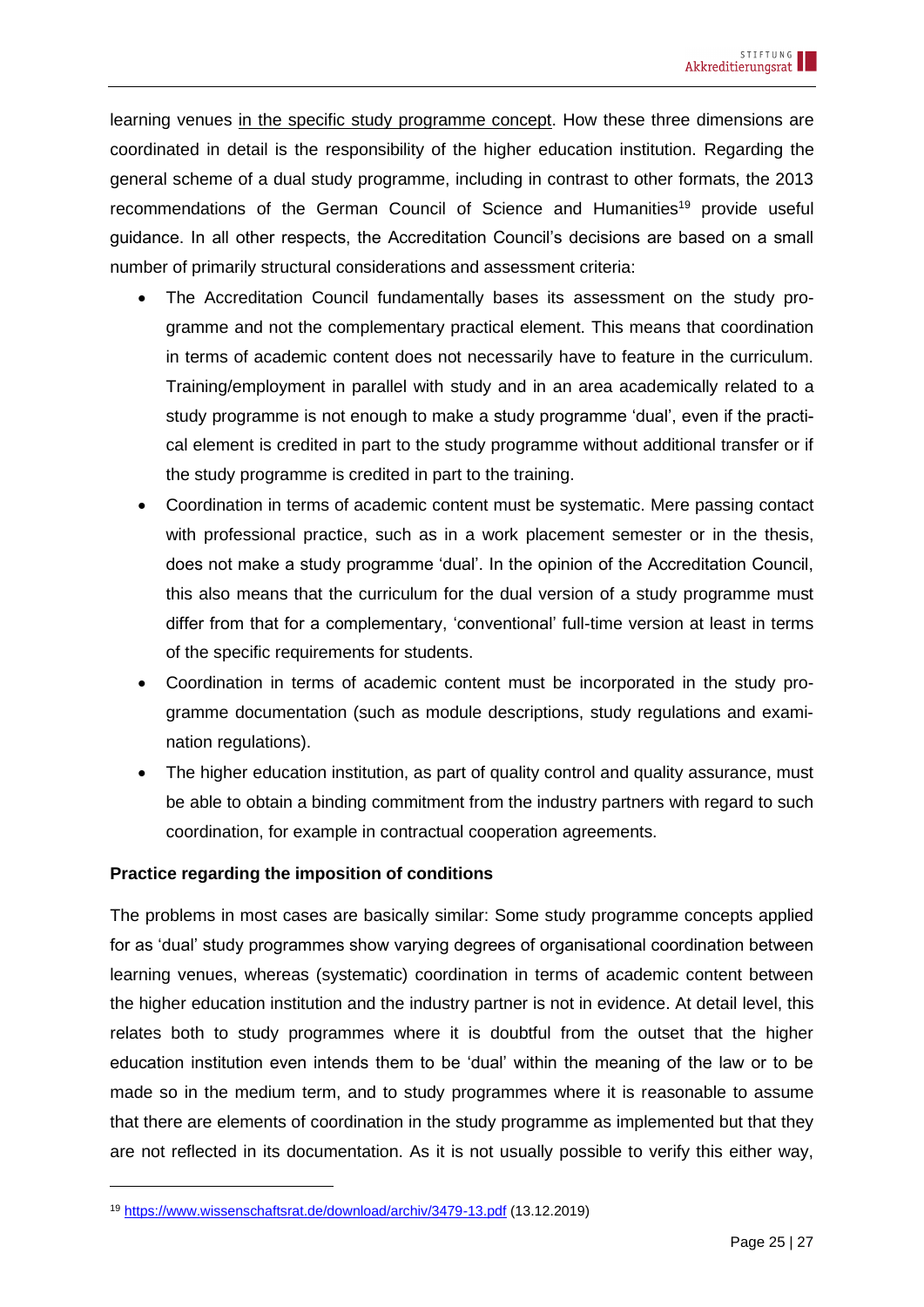learning venues in the specific study programme concept. How these three dimensions are coordinated in detail is the responsibility of the higher education institution. Regarding the general scheme of a dual study programme, including in contrast to other formats, the 2013 recommendations of the German Council of Science and Humanities[19] provide useful guidance. In all other respects, the Accreditation Council's decisions are based on a small number of primarily structural considerations and assessment criteria:

- The Accreditation Council fundamentally bases its assessment on the study programme and not the complementary practical element. This means that coordination in terms of academic content does not necessarily have to feature in the curriculum. Training/employment in parallel with study and in an area academically related to a study programme is not enough to make a study programme 'dual', even if the practical element is credited in part to the study programme without additional transfer or if the study programme is credited in part to the training.
- Coordination in terms of academic content must be systematic. Mere passing contact with professional practice, such as in a work placement semester or in the thesis, does not make a study programme 'dual'. In the opinion of the Accreditation Council, this also means that the curriculum for the dual version of a study programme must differ from that for a complementary, 'conventional' full-time version at least in terms of the specific requirements for students.
- Coordination in terms of academic content must be incorporated in the study programme documentation (such as module descriptions, study regulations and examination regulations).
- The higher education institution, as part of quality control and quality assurance, must be able to obtain a binding commitment from the industry partners with regard to such coordination, for example in contractual cooperation agreements.

**Practice regarding the imposition of conditions**

The problems in most cases are basically similar: Some study programme concepts applied for as 'dual' study programmes show varying degrees of organisational coordination between learning venues, whereas (systematic) coordination in terms of academic content between the higher education institution and the industry partner is not in evidence. At detail level, this relates both to study programmes where it is doubtful from the outset that the higher education institution even intends them to be 'dual' within the meaning of the law or to be made so in the medium term, and to study programmes where it is reasonable to assume that there are elements of coordination in the study programme as implemented but that they are not reflected in its documentation. As it is not usually possible to verify this either way,

[19] https://www.wissenschaftsrat.de/download/archiv/3479-13.pdf (13.12.2019)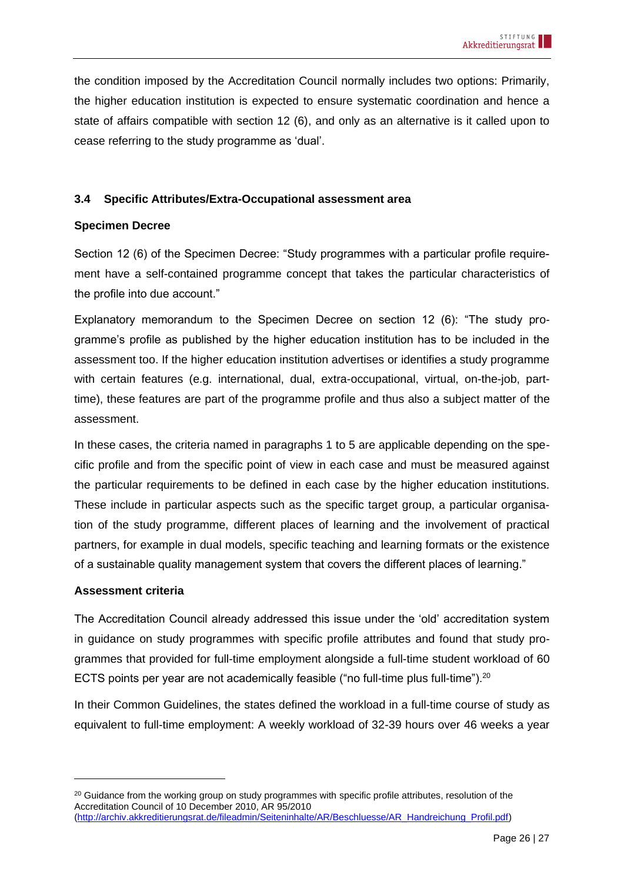the condition imposed by the Accreditation Council normally includes two options: Primarily, the higher education institution is expected to ensure systematic coordination and hence a state of affairs compatible with section 12 (6), and only as an alternative is it called upon to cease referring to the study programme as 'dual'.

### 3.4 Specific Attributes/Extra-Occupational assessment area

**Specimen Decree**

Section 12 (6) of the Specimen Decree: "Study programmes with a particular profile requirement have a self-contained programme concept that takes the particular characteristics of the profile into due account."

Explanatory memorandum to the Specimen Decree on section 12 (6): "The study programme's profile as published by the higher education institution has to be included in the assessment too. If the higher education institution advertises or identifies a study programme with certain features (e.g. international, dual, extra-occupational, virtual, on-the-job, part-time), these features are part of the programme profile and thus also a subject matter of the assessment.

In these cases, the criteria named in paragraphs 1 to 5 are applicable depending on the specific profile and from the specific point of view in each case and must be measured against the particular requirements to be defined in each case by the higher education institutions. These include in particular aspects such as the specific target group, a particular organisation of the study programme, different places of learning and the involvement of practical partners, for example in dual models, specific teaching and learning formats or the existence of a sustainable quality management system that covers the different places of learning."

**Assessment criteria**

The Accreditation Council already addressed this issue under the 'old' accreditation system in guidance on study programmes with specific profile attributes and found that study programmes that provided for full-time employment alongside a full-time student workload of 60 ECTS points per year are not academically feasible ("no full-time plus full-time").[20]

In their Common Guidelines, the states defined the workload in a full-time course of study as equivalent to full-time employment: A weekly workload of 32-39 hours over 46 weeks a year

---

[20] Guidance from the working group on study programmes with specific profile attributes, resolution of the Accreditation Council of 10 December 2010, AR 95/2010 (http://archiv.akkreditierungsrat.de/fileadmin/Seiteninhalte/AR/Beschluesse/AR_Handreichung_Profil.pdf)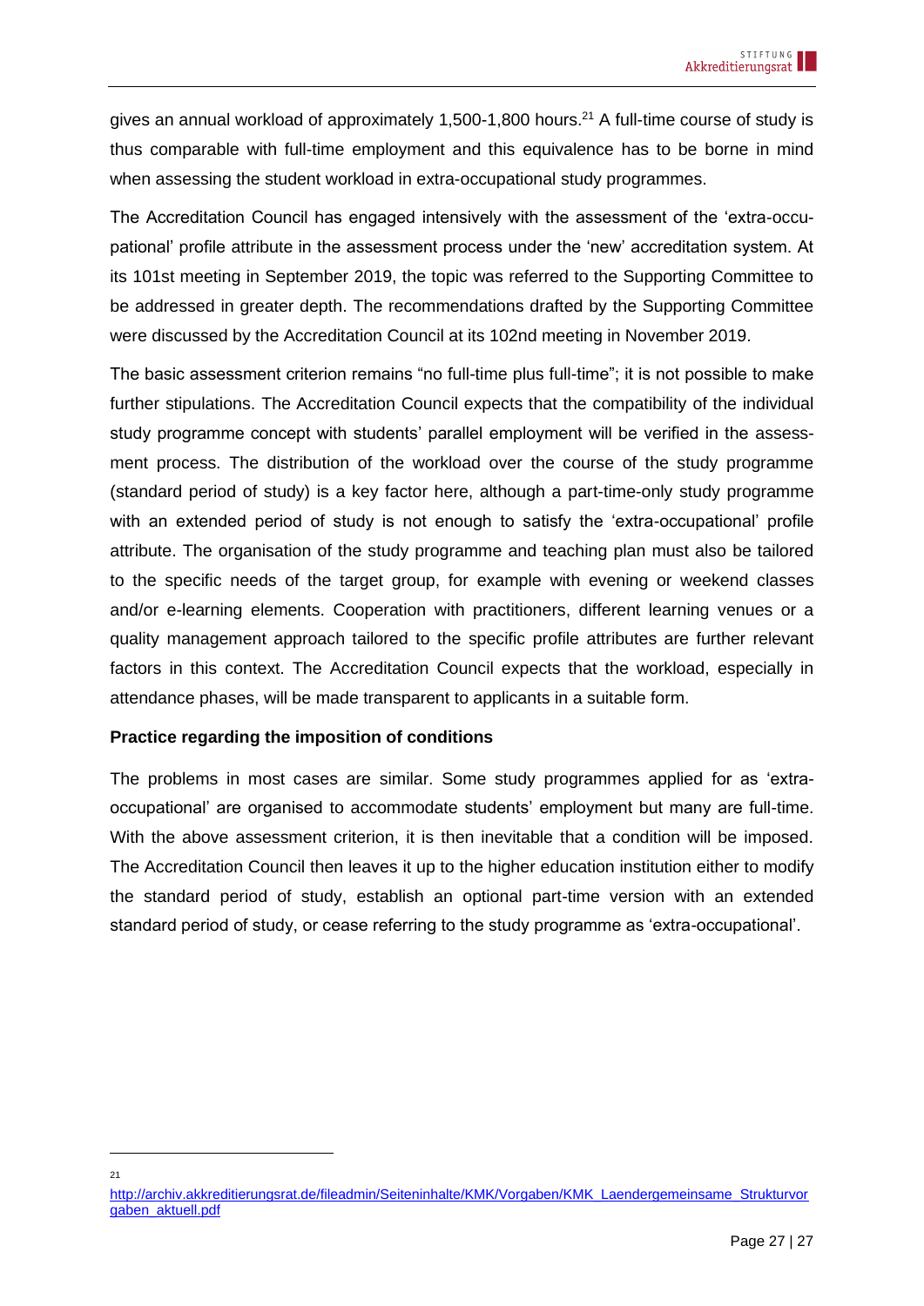gives an annual workload of approximately 1,500-1,800 hours.[21] A full-time course of study is thus comparable with full-time employment and this equivalence has to be borne in mind when assessing the student workload in extra-occupational study programmes.

The Accreditation Council has engaged intensively with the assessment of the 'extra-occupational' profile attribute in the assessment process under the 'new' accreditation system. At its 101st meeting in September 2019, the topic was referred to the Supporting Committee to be addressed in greater depth. The recommendations drafted by the Supporting Committee were discussed by the Accreditation Council at its 102nd meeting in November 2019.

The basic assessment criterion remains "no full-time plus full-time"; it is not possible to make further stipulations. The Accreditation Council expects that the compatibility of the individual study programme concept with students' parallel employment will be verified in the assessment process. The distribution of the workload over the course of the study programme (standard period of study) is a key factor here, although a part-time-only study programme with an extended period of study is not enough to satisfy the 'extra-occupational' profile attribute. The organisation of the study programme and teaching plan must also be tailored to the specific needs of the target group, for example with evening or weekend classes and/or e-learning elements. Cooperation with practitioners, different learning venues or a quality management approach tailored to the specific profile attributes are further relevant factors in this context. The Accreditation Council expects that the workload, especially in attendance phases, will be made transparent to applicants in a suitable form.

**Practice regarding the imposition of conditions**

The problems in most cases are similar. Some study programmes applied for as 'extra-occupational' are organised to accommodate students' employment but many are full-time. With the above assessment criterion, it is then inevitable that a condition will be imposed. The Accreditation Council then leaves it up to the higher education institution either to modify the standard period of study, establish an optional part-time version with an extended standard period of study, or cease referring to the study programme as 'extra-occupational'.

---

[21] http://archiv.akkreditierungsrat.de/fileadmin/Seiteninhalte/KMK/Vorgaben/KMK_Laendergemeinsame_Strukturvorgaben_aktuell.pdf